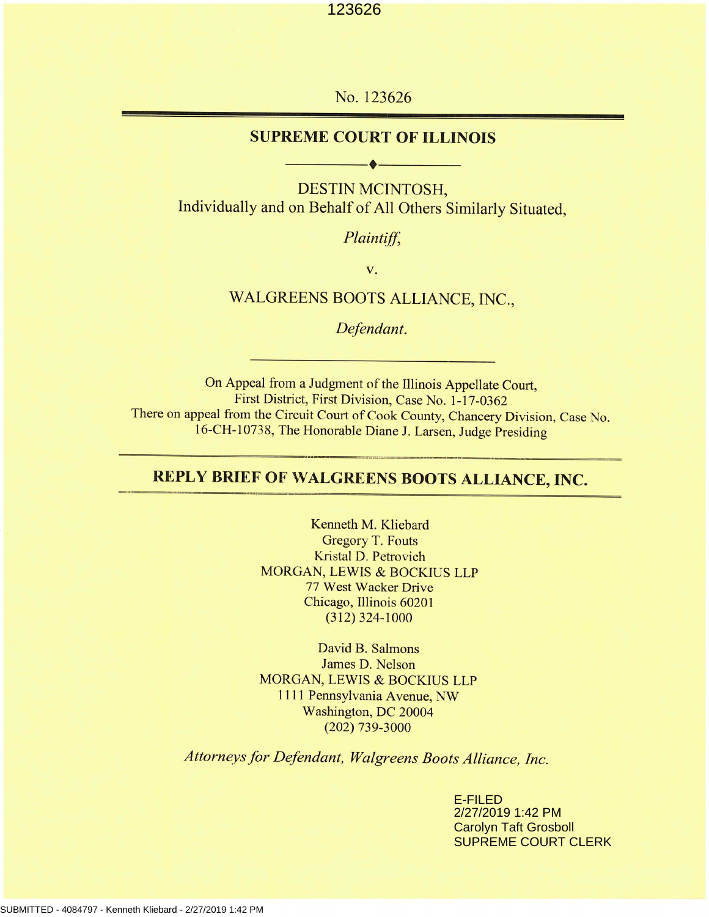No. 123626

## SUPREME COURT OF ILLINOIS

DESTIN MCINTOSH,
Individually and on Behalf of All Others Similarly Situated,

*Plaintiff,*

v.

WALGREENS BOOTS ALLIANCE, INC.,

*Defendant.*

On Appeal from a Judgment of the Illinois Appellate Court, First District, First Division, Case No. 1-17-0362
There on appeal from the Circuit Court of Cook County, Chancery Division, Case No. 16-CH-10738, The Honorable Diane J. Larsen, Judge Presiding

# REPLY BRIEF OF WALGREENS BOOTS ALLIANCE, INC.

Kenneth M. Kliebard
Gregory T. Fouts
Kristal D. Petrovich
MORGAN, LEWIS & BOCKIUS LLP
77 West Wacker Drive
Chicago, Illinois 60201
(312) 324-1000

David B. Salmons
James D. Nelson
MORGAN, LEWIS & BOCKIUS LLP
1111 Pennsylvania Avenue, NW
Washington, DC 20004
(202) 739-3000

*Attorneys for Defendant, Walgreens Boots Alliance, Inc.*

E-FILED
2/27/2019 1:42 PM
Carolyn Taft Grosboll
SUPREME COURT CLERK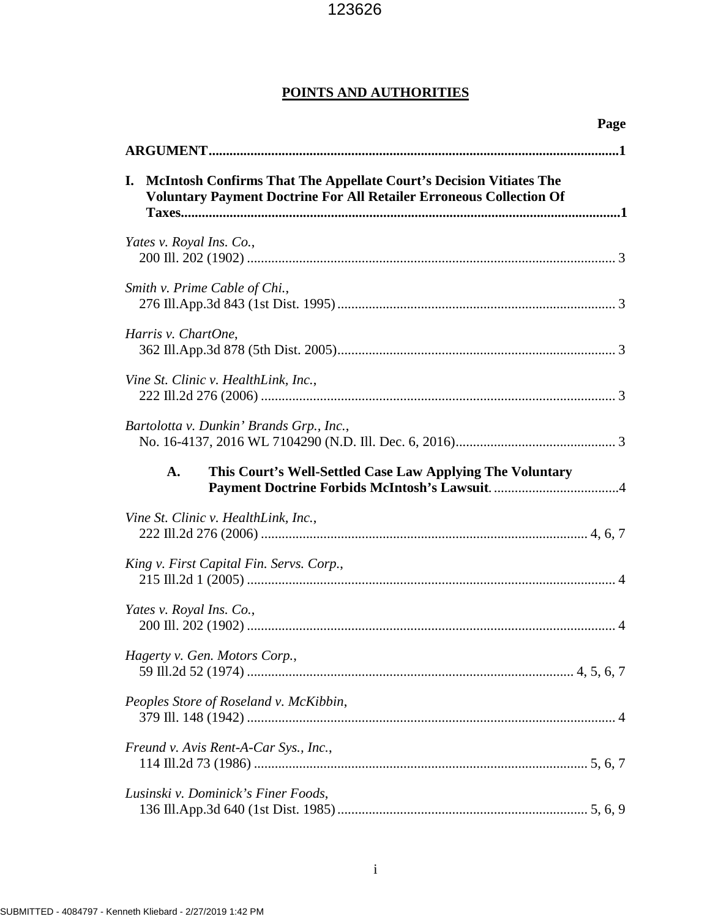# POINTS AND AUTHORITIES

**Page**

**ARGUMENT** ..... **1**

**I. McIntosh Confirms That The Appellate Court's Decision Vitiates The Voluntary Payment Doctrine For All Retailer Erroneous Collection Of Taxes** ..... **1**

*Yates v. Royal Ins. Co.*,
200 Ill. 202 (1902) ..... 3

*Smith v. Prime Cable of Chi.*,
276 Ill.App.3d 843 (1st Dist. 1995) ..... 3

*Harris v. ChartOne*,
362 Ill.App.3d 878 (5th Dist. 2005) ..... 3

*Vine St. Clinic v. HealthLink, Inc.*,
222 Ill.2d 276 (2006) ..... 3

*Bartolotta v. Dunkin' Brands Grp., Inc.*,
No. 16-4137, 2016 WL 7104290 (N.D. Ill. Dec. 6, 2016) ..... 3

**A. This Court's Well-Settled Case Law Applying The Voluntary Payment Doctrine Forbids McIntosh's Lawsuit** ..... **4**

*Vine St. Clinic v. HealthLink, Inc.*,
222 Ill.2d 276 (2006) ..... 4, 6, 7

*King v. First Capital Fin. Servs. Corp.*,
215 Ill.2d 1 (2005) ..... 4

*Yates v. Royal Ins. Co.*,
200 Ill. 202 (1902) ..... 4

*Hagerty v. Gen. Motors Corp.*,
59 Ill.2d 52 (1974) ..... 4, 5, 6, 7

*Peoples Store of Roseland v. McKibbin*,
379 Ill. 148 (1942) ..... 4

*Freund v. Avis Rent-A-Car Sys., Inc.*,
114 Ill.2d 73 (1986) ..... 5, 6, 7

*Lusinski v. Dominick's Finer Foods*,
136 Ill.App.3d 640 (1st Dist. 1985) ..... 5, 6, 9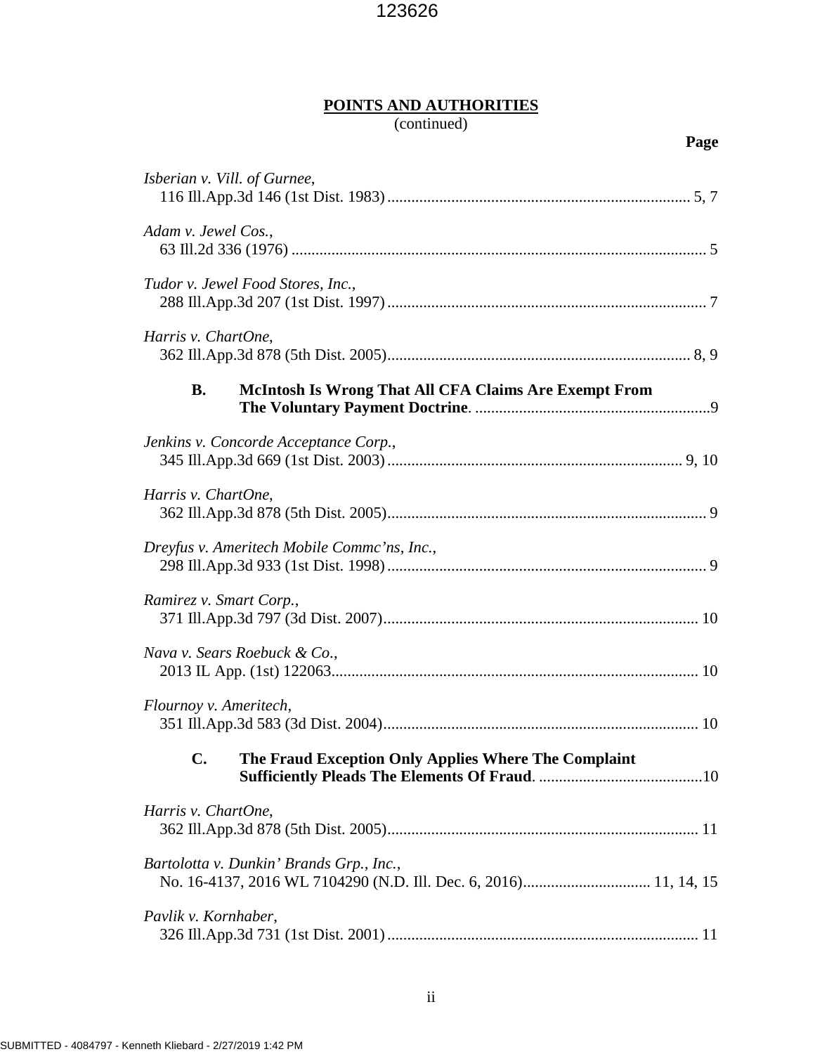**POINTS AND AUTHORITIES**
(continued)

**Page**

*Isberian v. Vill. of Gurnee*,
116 Ill.App.3d 146 (1st Dist. 1983) ........................................................................... 5, 7

*Adam v. Jewel Cos.*,
63 Ill.2d 336 (1976) ....................................................................................................... 5

*Tudor v. Jewel Food Stores, Inc.*,
288 Ill.App.3d 207 (1st Dist. 1997) ............................................................................... 7

*Harris v. ChartOne*,
362 Ill.App.3d 878 (5th Dist. 2005)........................................................................... 8, 9

**B. McIntosh Is Wrong That All CFA Claims Are Exempt From The Voluntary Payment Doctrine**. ..........................................................9

*Jenkins v. Concorde Acceptance Corp.*,
345 Ill.App.3d 669 (1st Dist. 2003) ......................................................................... 9, 10

*Harris v. ChartOne*,
362 Ill.App.3d 878 (5th Dist. 2005)............................................................................... 9

*Dreyfus v. Ameritech Mobile Commc'ns, Inc.*,
298 Ill.App.3d 933 (1st Dist. 1998) ............................................................................... 9

*Ramirez v. Smart Corp.*,
371 Ill.App.3d 797 (3d Dist. 2007).............................................................................. 10

*Nava v. Sears Roebuck & Co.*,
2013 IL App. (1st) 122063.......................................................................................... 10

*Flournoy v. Ameritech*,
351 Ill.App.3d 583 (3d Dist. 2004).............................................................................. 10

**C. The Fraud Exception Only Applies Where The Complaint Sufficiently Pleads The Elements Of Fraud**. .........................................10

*Harris v. ChartOne*,
362 Ill.App.3d 878 (5th Dist. 2005)............................................................................. 11

*Bartolotta v. Dunkin' Brands Grp., Inc.*,
No. 16-4137, 2016 WL 7104290 (N.D. Ill. Dec. 6, 2016)............................... 11, 14, 15

*Pavlik v. Kornhaber*,
326 Ill.App.3d 731 (1st Dist. 2001) ............................................................................. 11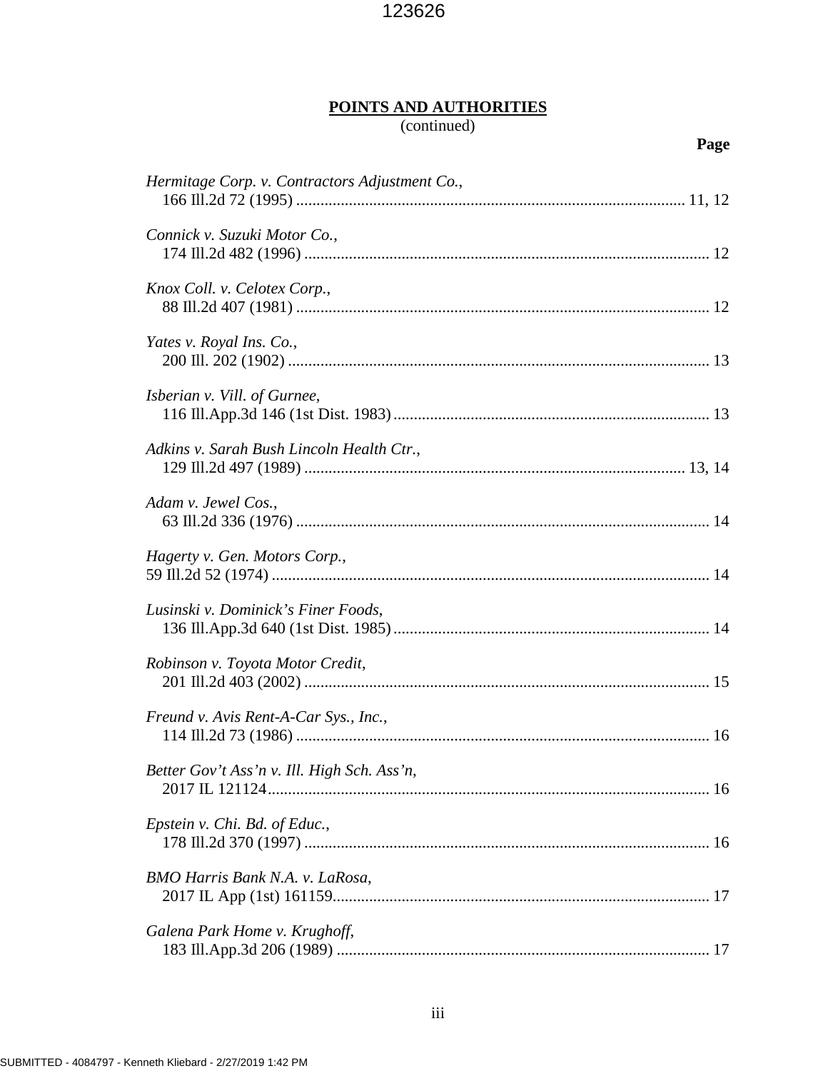## POINTS AND AUTHORITIES

(continued)

**Page**

*Hermitage Corp. v. Contractors Adjustment Co.*,
166 Ill.2d 72 (1995) ........................................................................................ 11, 12

*Connick v. Suzuki Motor Co.*,
174 Ill.2d 482 (1996) ........................................................................................ 12

*Knox Coll. v. Celotex Corp.*,
88 Ill.2d 407 (1981) .......................................................................................... 12

*Yates v. Royal Ins. Co.*,
200 Ill. 202 (1902) ............................................................................................ 13

*Isberian v. Vill. of Gurnee*,
116 Ill.App.3d 146 (1st Dist. 1983) .................................................................. 13

*Adkins v. Sarah Bush Lincoln Health Ctr.*,
129 Ill.2d 497 (1989) .................................................................................... 13, 14

*Adam v. Jewel Cos.*,
63 Ill.2d 336 (1976) .......................................................................................... 14

*Hagerty v. Gen. Motors Corp.*,
59 Ill.2d 52 (1974) ............................................................................................ 14

*Lusinski v. Dominick's Finer Foods*,
136 Ill.App.3d 640 (1st Dist. 1985) .................................................................. 14

*Robinson v. Toyota Motor Credit*,
201 Ill.2d 403 (2002) ........................................................................................ 15

*Freund v. Avis Rent-A-Car Sys., Inc.*,
114 Ill.2d 73 (1986) .......................................................................................... 16

*Better Gov't Ass'n v. Ill. High Sch. Ass'n*,
2017 IL 121124 ................................................................................................. 16

*Epstein v. Chi. Bd. of Educ.*,
178 Ill.2d 370 (1997) ........................................................................................ 16

*BMO Harris Bank N.A. v. LaRosa*,
2017 IL App (1st) 161159 ................................................................................. 17

*Galena Park Home v. Krughoff*,
183 Ill.App.3d 206 (1989) ................................................................................ 17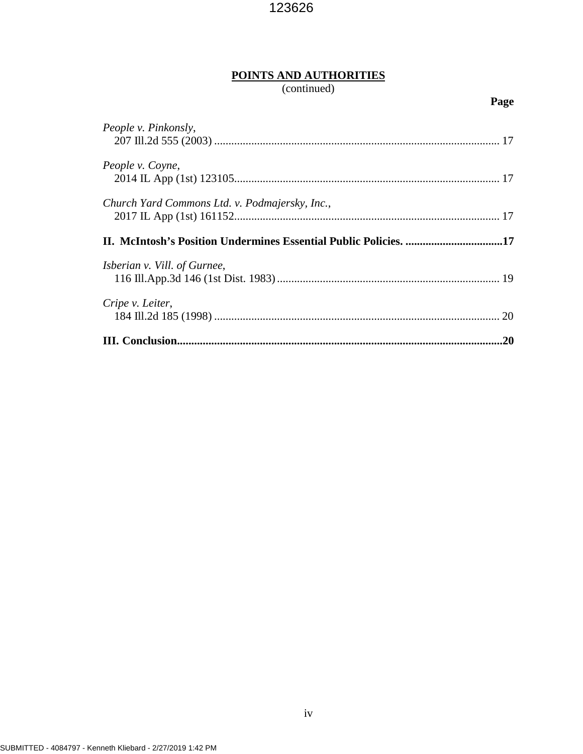**POINTS AND AUTHORITIES**
(continued)

**Page**

*People v. Pinkonsly*,
207 Ill.2d 555 (2003) .................................................................................................. 17

*People v. Coyne*,
2014 IL App (1st) 123105........................................................................................... 17

*Church Yard Commons Ltd. v. Podmajersky, Inc.*,
2017 IL App (1st) 161152........................................................................................... 17

**II. McIntosh's Position Undermines Essential Public Policies. ..................................17**

*Isberian v. Vill. of Gurnee*,
116 Ill.App.3d 146 (1st Dist. 1983)............................................................................ 19

*Cripe v. Leiter*,
184 Ill.2d 185 (1998) .................................................................................................. 20

**III. Conclusion...............................................................................................................20**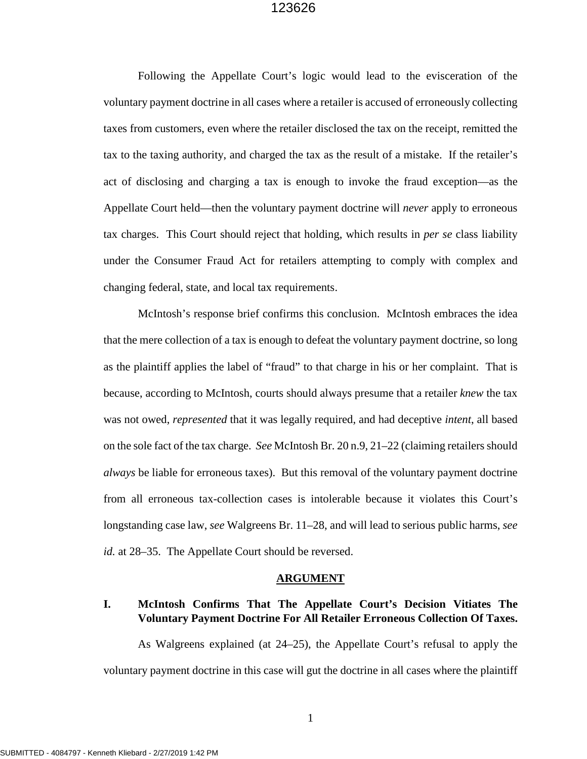Following the Appellate Court's logic would lead to the evisceration of the voluntary payment doctrine in all cases where a retailer is accused of erroneously collecting taxes from customers, even where the retailer disclosed the tax on the receipt, remitted the tax to the taxing authority, and charged the tax as the result of a mistake. If the retailer's act of disclosing and charging a tax is enough to invoke the fraud exception—as the Appellate Court held—then the voluntary payment doctrine will *never* apply to erroneous tax charges. This Court should reject that holding, which results in *per se* class liability under the Consumer Fraud Act for retailers attempting to comply with complex and changing federal, state, and local tax requirements.

McIntosh's response brief confirms this conclusion. McIntosh embraces the idea that the mere collection of a tax is enough to defeat the voluntary payment doctrine, so long as the plaintiff applies the label of "fraud" to that charge in his or her complaint. That is because, according to McIntosh, courts should always presume that a retailer *knew* the tax was not owed, *represented* that it was legally required, and had deceptive *intent*, all based on the sole fact of the tax charge. *See* McIntosh Br. 20 n.9, 21–22 (claiming retailers should *always* be liable for erroneous taxes). But this removal of the voluntary payment doctrine from all erroneous tax-collection cases is intolerable because it violates this Court's longstanding case law, *see* Walgreens Br. 11–28, and will lead to serious public harms, *see id.* at 28–35. The Appellate Court should be reversed.

## ARGUMENT

### I. McIntosh Confirms That The Appellate Court's Decision Vitiates The Voluntary Payment Doctrine For All Retailer Erroneous Collection Of Taxes.

As Walgreens explained (at 24–25), the Appellate Court's refusal to apply the voluntary payment doctrine in this case will gut the doctrine in all cases where the plaintiff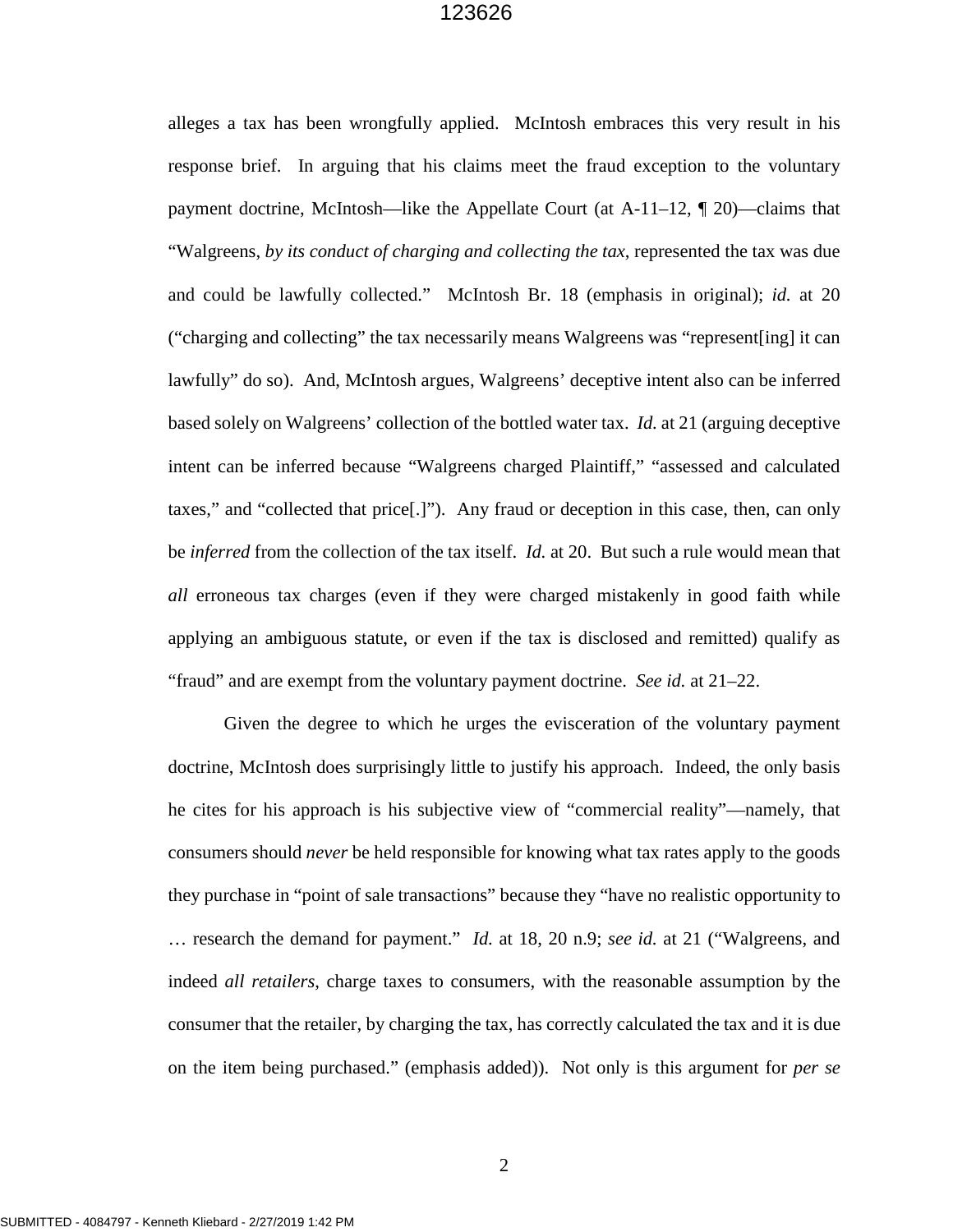alleges a tax has been wrongfully applied. McIntosh embraces this very result in his response brief. In arguing that his claims meet the fraud exception to the voluntary payment doctrine, McIntosh—like the Appellate Court (at A-11–12, ¶ 20)—claims that "Walgreens, *by its conduct of charging and collecting the tax*, represented the tax was due and could be lawfully collected." McIntosh Br. 18 (emphasis in original); *id.* at 20 ("charging and collecting" the tax necessarily means Walgreens was "represent[ing] it can lawfully" do so). And, McIntosh argues, Walgreens' deceptive intent also can be inferred based solely on Walgreens' collection of the bottled water tax. *Id.* at 21 (arguing deceptive intent can be inferred because "Walgreens charged Plaintiff," "assessed and calculated taxes," and "collected that price[.]"). Any fraud or deception in this case, then, can only be *inferred* from the collection of the tax itself. *Id.* at 20. But such a rule would mean that *all* erroneous tax charges (even if they were charged mistakenly in good faith while applying an ambiguous statute, or even if the tax is disclosed and remitted) qualify as "fraud" and are exempt from the voluntary payment doctrine. *See id.* at 21–22.

Given the degree to which he urges the evisceration of the voluntary payment doctrine, McIntosh does surprisingly little to justify his approach. Indeed, the only basis he cites for his approach is his subjective view of "commercial reality"—namely, that consumers should *never* be held responsible for knowing what tax rates apply to the goods they purchase in "point of sale transactions" because they "have no realistic opportunity to … research the demand for payment." *Id.* at 18, 20 n.9; *see id.* at 21 ("Walgreens, and indeed *all retailers*, charge taxes to consumers, with the reasonable assumption by the consumer that the retailer, by charging the tax, has correctly calculated the tax and it is due on the item being purchased." (emphasis added)). Not only is this argument for *per se*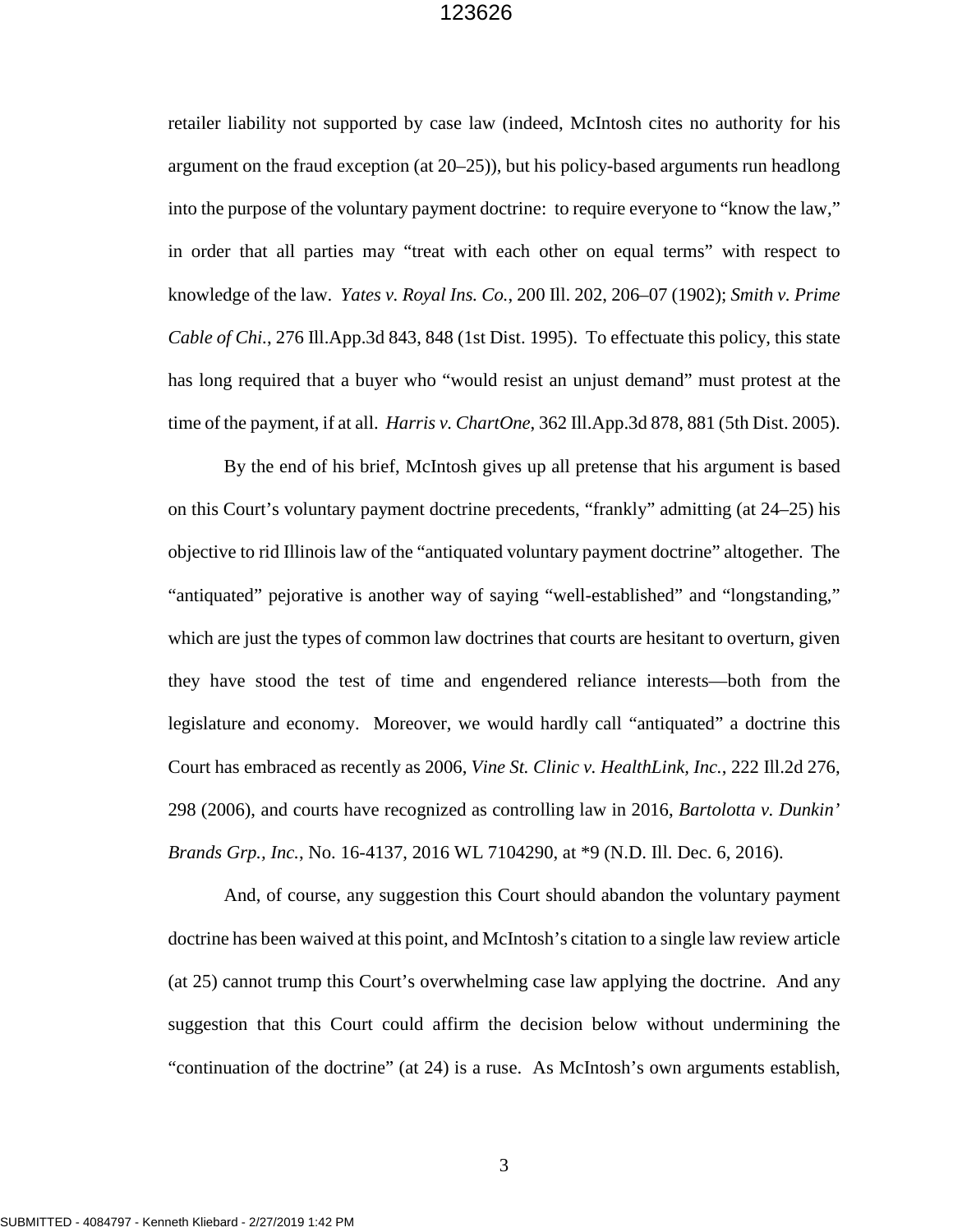retailer liability not supported by case law (indeed, McIntosh cites no authority for his argument on the fraud exception (at 20–25)), but his policy-based arguments run headlong into the purpose of the voluntary payment doctrine: to require everyone to "know the law," in order that all parties may "treat with each other on equal terms" with respect to knowledge of the law. *Yates v. Royal Ins. Co.*, 200 Ill. 202, 206–07 (1902); *Smith v. Prime Cable of Chi.*, 276 Ill.App.3d 843, 848 (1st Dist. 1995). To effectuate this policy, this state has long required that a buyer who "would resist an unjust demand" must protest at the time of the payment, if at all. *Harris v. ChartOne*, 362 Ill.App.3d 878, 881 (5th Dist. 2005).

By the end of his brief, McIntosh gives up all pretense that his argument is based on this Court's voluntary payment doctrine precedents, "frankly" admitting (at 24–25) his objective to rid Illinois law of the "antiquated voluntary payment doctrine" altogether. The "antiquated" pejorative is another way of saying "well-established" and "longstanding," which are just the types of common law doctrines that courts are hesitant to overturn, given they have stood the test of time and engendered reliance interests—both from the legislature and economy. Moreover, we would hardly call "antiquated" a doctrine this Court has embraced as recently as 2006, *Vine St. Clinic v. HealthLink, Inc.*, 222 Ill.2d 276, 298 (2006), and courts have recognized as controlling law in 2016, *Bartolotta v. Dunkin' Brands Grp., Inc.*, No. 16-4137, 2016 WL 7104290, at *9 (N.D. Ill. Dec. 6, 2016).

And, of course, any suggestion this Court should abandon the voluntary payment doctrine has been waived at this point, and McIntosh's citation to a single law review article (at 25) cannot trump this Court's overwhelming case law applying the doctrine. And any suggestion that this Court could affirm the decision below without undermining the "continuation of the doctrine" (at 24) is a ruse. As McIntosh's own arguments establish,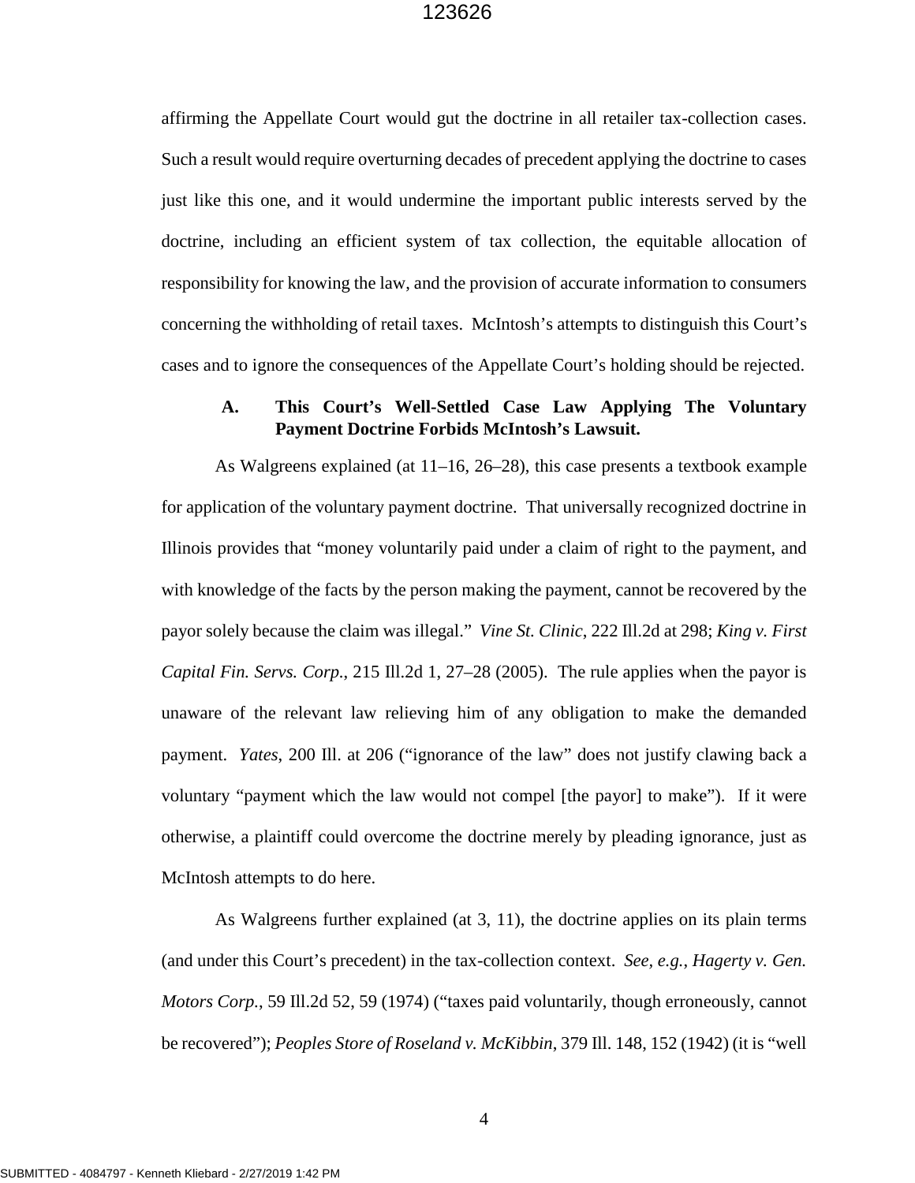affirming the Appellate Court would gut the doctrine in all retailer tax-collection cases. Such a result would require overturning decades of precedent applying the doctrine to cases just like this one, and it would undermine the important public interests served by the doctrine, including an efficient system of tax collection, the equitable allocation of responsibility for knowing the law, and the provision of accurate information to consumers concerning the withholding of retail taxes. McIntosh's attempts to distinguish this Court's cases and to ignore the consequences of the Appellate Court's holding should be rejected.

### A. This Court's Well-Settled Case Law Applying The Voluntary Payment Doctrine Forbids McIntosh's Lawsuit.

As Walgreens explained (at 11–16, 26–28), this case presents a textbook example for application of the voluntary payment doctrine. That universally recognized doctrine in Illinois provides that "money voluntarily paid under a claim of right to the payment, and with knowledge of the facts by the person making the payment, cannot be recovered by the payor solely because the claim was illegal." *Vine St. Clinic*, 222 Ill.2d at 298; *King v. First Capital Fin. Servs. Corp.*, 215 Ill.2d 1, 27–28 (2005). The rule applies when the payor is unaware of the relevant law relieving him of any obligation to make the demanded payment. *Yates*, 200 Ill. at 206 ("ignorance of the law" does not justify clawing back a voluntary "payment which the law would not compel [the payor] to make"). If it were otherwise, a plaintiff could overcome the doctrine merely by pleading ignorance, just as McIntosh attempts to do here.

As Walgreens further explained (at 3, 11), the doctrine applies on its plain terms (and under this Court's precedent) in the tax-collection context. *See, e.g.*, *Hagerty v. Gen. Motors Corp.*, 59 Ill.2d 52, 59 (1974) ("taxes paid voluntarily, though erroneously, cannot be recovered"); *Peoples Store of Roseland v. McKibbin*, 379 Ill. 148, 152 (1942) (it is "well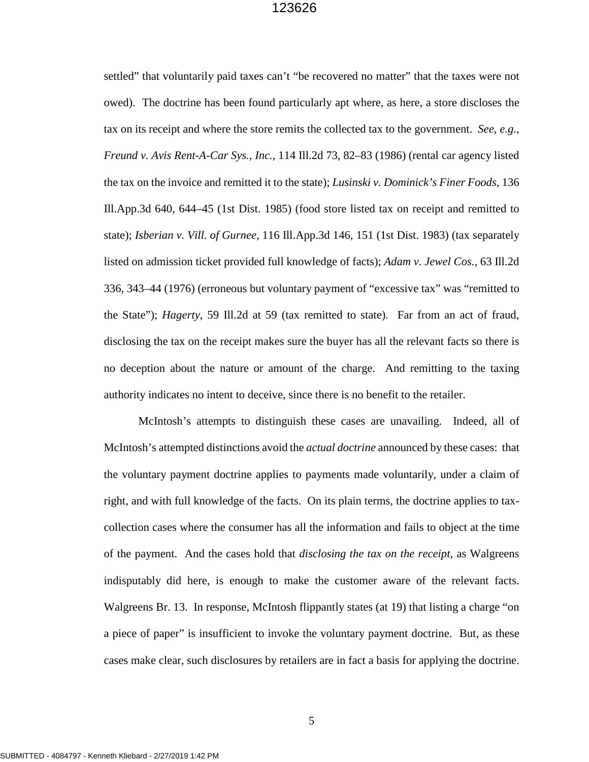settled" that voluntarily paid taxes can't "be recovered no matter" that the taxes were not owed). The doctrine has been found particularly apt where, as here, a store discloses the tax on its receipt and where the store remits the collected tax to the government. *See, e.g.*, *Freund v. Avis Rent-A-Car Sys., Inc.*, 114 Ill.2d 73, 82–83 (1986) (rental car agency listed the tax on the invoice and remitted it to the state); *Lusinski v. Dominick's Finer Foods*, 136 Ill.App.3d 640, 644–45 (1st Dist. 1985) (food store listed tax on receipt and remitted to state); *Isberian v. Vill. of Gurnee*, 116 Ill.App.3d 146, 151 (1st Dist. 1983) (tax separately listed on admission ticket provided full knowledge of facts); *Adam v. Jewel Cos.*, 63 Ill.2d 336, 343–44 (1976) (erroneous but voluntary payment of "excessive tax" was "remitted to the State"); *Hagerty*, 59 Ill.2d at 59 (tax remitted to state). Far from an act of fraud, disclosing the tax on the receipt makes sure the buyer has all the relevant facts so there is no deception about the nature or amount of the charge. And remitting to the taxing authority indicates no intent to deceive, since there is no benefit to the retailer.

McIntosh's attempts to distinguish these cases are unavailing. Indeed, all of McIntosh's attempted distinctions avoid the *actual doctrine* announced by these cases: that the voluntary payment doctrine applies to payments made voluntarily, under a claim of right, and with full knowledge of the facts. On its plain terms, the doctrine applies to tax-collection cases where the consumer has all the information and fails to object at the time of the payment. And the cases hold that *disclosing the tax on the receipt*, as Walgreens indisputably did here, is enough to make the customer aware of the relevant facts. Walgreens Br. 13. In response, McIntosh flippantly states (at 19) that listing a charge "on a piece of paper" is insufficient to invoke the voluntary payment doctrine. But, as these cases make clear, such disclosures by retailers are in fact a basis for applying the doctrine.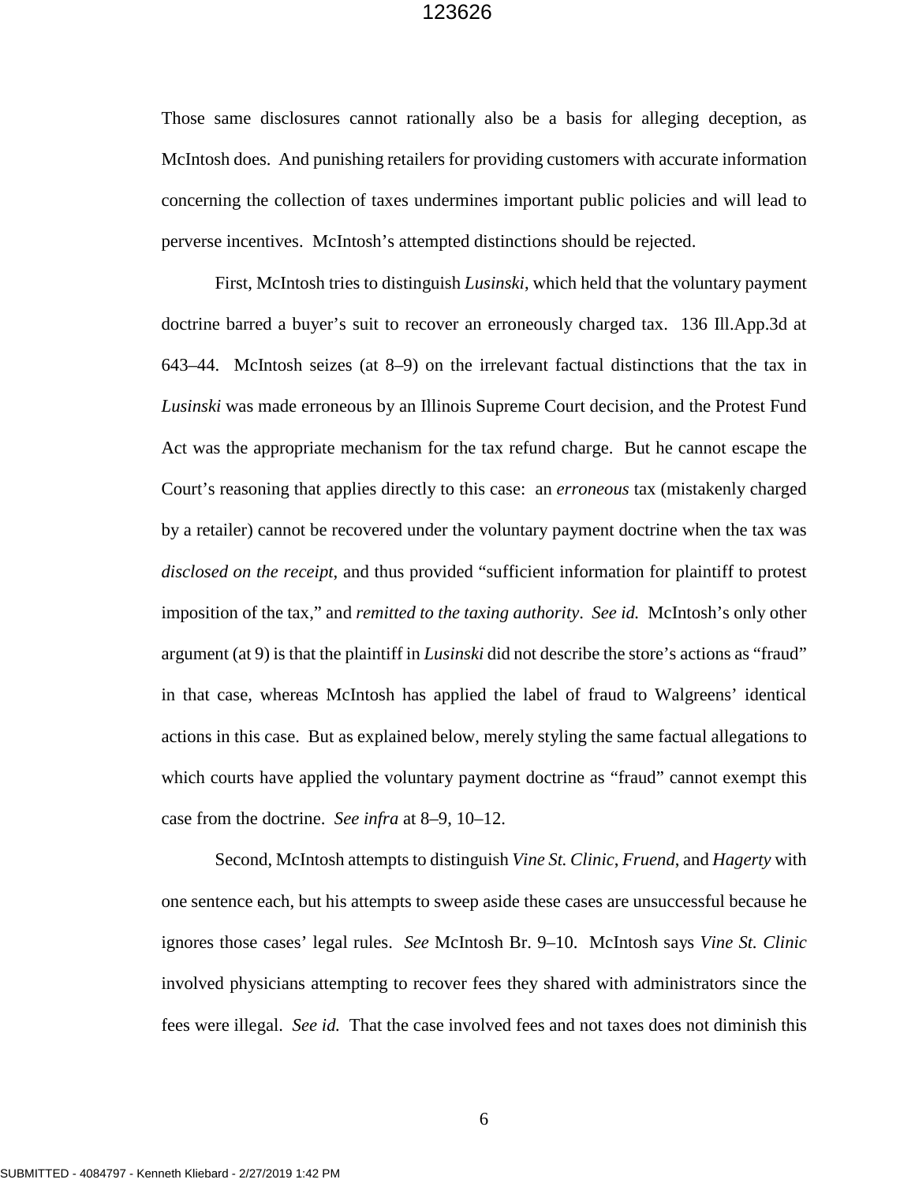Those same disclosures cannot rationally also be a basis for alleging deception, as McIntosh does. And punishing retailers for providing customers with accurate information concerning the collection of taxes undermines important public policies and will lead to perverse incentives. McIntosh's attempted distinctions should be rejected.

First, McIntosh tries to distinguish *Lusinski*, which held that the voluntary payment doctrine barred a buyer's suit to recover an erroneously charged tax. 136 Ill.App.3d at 643–44. McIntosh seizes (at 8–9) on the irrelevant factual distinctions that the tax in *Lusinski* was made erroneous by an Illinois Supreme Court decision, and the Protest Fund Act was the appropriate mechanism for the tax refund charge. But he cannot escape the Court's reasoning that applies directly to this case: an *erroneous* tax (mistakenly charged by a retailer) cannot be recovered under the voluntary payment doctrine when the tax was *disclosed on the receipt*, and thus provided "sufficient information for plaintiff to protest imposition of the tax," and *remitted to the taxing authority*. *See id.* McIntosh's only other argument (at 9) is that the plaintiff in *Lusinski* did not describe the store's actions as "fraud" in that case, whereas McIntosh has applied the label of fraud to Walgreens' identical actions in this case. But as explained below, merely styling the same factual allegations to which courts have applied the voluntary payment doctrine as "fraud" cannot exempt this case from the doctrine. *See infra* at 8–9, 10–12.

Second, McIntosh attempts to distinguish *Vine St. Clinic*, *Fruend*, and *Hagerty* with one sentence each, but his attempts to sweep aside these cases are unsuccessful because he ignores those cases' legal rules. *See* McIntosh Br. 9–10. McIntosh says *Vine St. Clinic* involved physicians attempting to recover fees they shared with administrators since the fees were illegal. *See id.* That the case involved fees and not taxes does not diminish this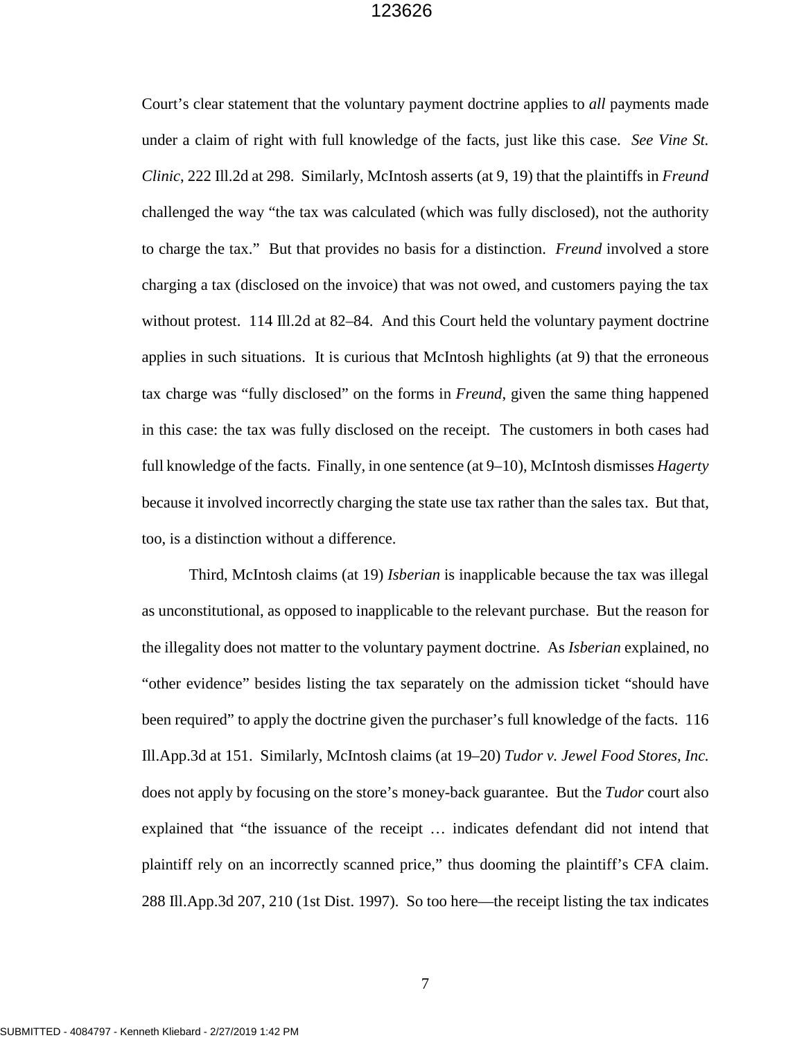Court's clear statement that the voluntary payment doctrine applies to *all* payments made under a claim of right with full knowledge of the facts, just like this case. *See Vine St. Clinic*, 222 Ill.2d at 298. Similarly, McIntosh asserts (at 9, 19) that the plaintiffs in *Freund* challenged the way "the tax was calculated (which was fully disclosed), not the authority to charge the tax." But that provides no basis for a distinction. *Freund* involved a store charging a tax (disclosed on the invoice) that was not owed, and customers paying the tax without protest. 114 Ill.2d at 82–84. And this Court held the voluntary payment doctrine applies in such situations. It is curious that McIntosh highlights (at 9) that the erroneous tax charge was "fully disclosed" on the forms in *Freund*, given the same thing happened in this case: the tax was fully disclosed on the receipt. The customers in both cases had full knowledge of the facts. Finally, in one sentence (at 9–10), McIntosh dismisses *Hagerty* because it involved incorrectly charging the state use tax rather than the sales tax. But that, too, is a distinction without a difference.

Third, McIntosh claims (at 19) *Isberian* is inapplicable because the tax was illegal as unconstitutional, as opposed to inapplicable to the relevant purchase. But the reason for the illegality does not matter to the voluntary payment doctrine. As *Isberian* explained, no "other evidence" besides listing the tax separately on the admission ticket "should have been required" to apply the doctrine given the purchaser's full knowledge of the facts. 116 Ill.App.3d at 151. Similarly, McIntosh claims (at 19–20) *Tudor v. Jewel Food Stores, Inc.* does not apply by focusing on the store's money-back guarantee. But the *Tudor* court also explained that "the issuance of the receipt … indicates defendant did not intend that plaintiff rely on an incorrectly scanned price," thus dooming the plaintiff's CFA claim. 288 Ill.App.3d 207, 210 (1st Dist. 1997). So too here—the receipt listing the tax indicates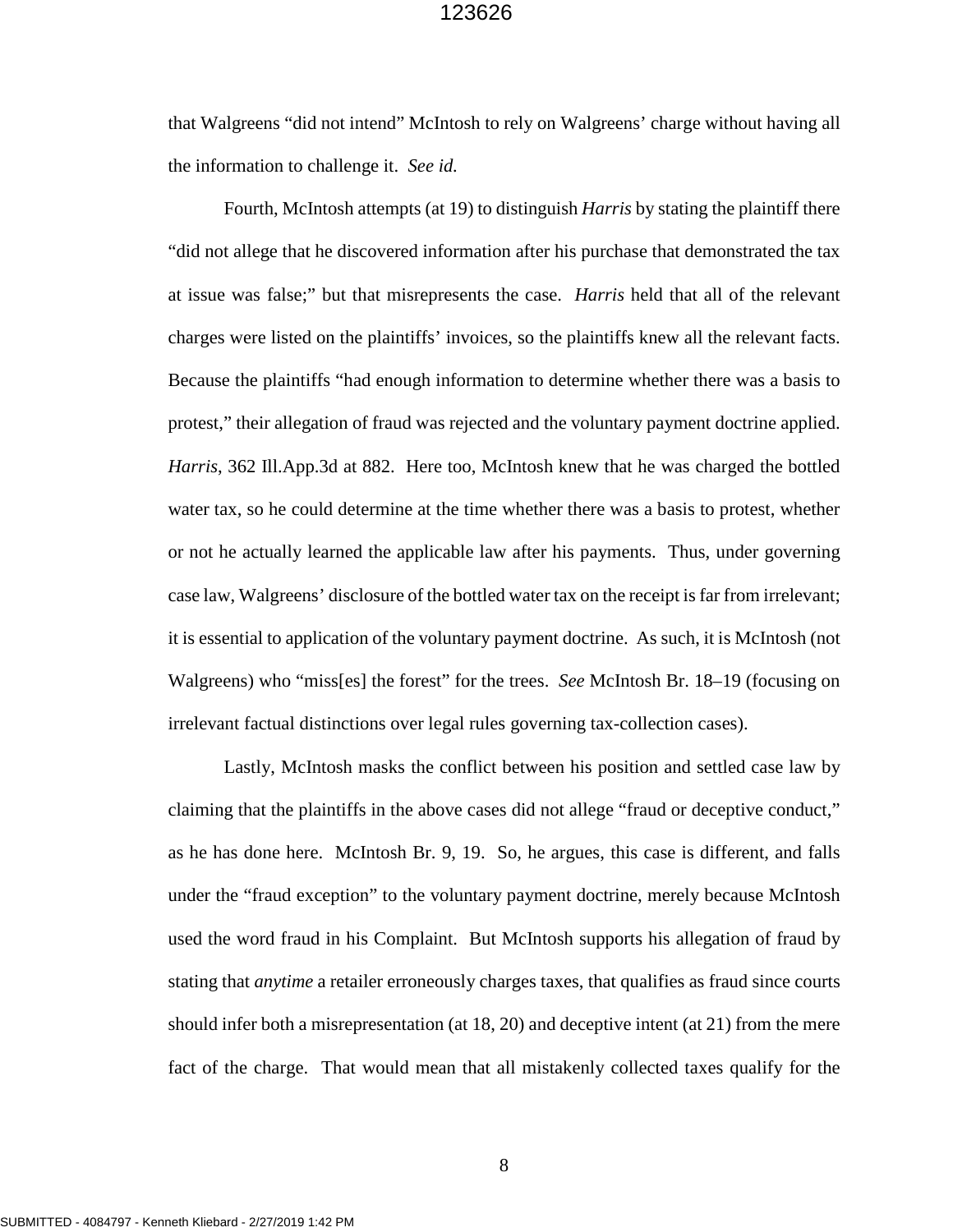that Walgreens "did not intend" McIntosh to rely on Walgreens' charge without having all the information to challenge it. *See id.*

Fourth, McIntosh attempts (at 19) to distinguish *Harris* by stating the plaintiff there "did not allege that he discovered information after his purchase that demonstrated the tax at issue was false;" but that misrepresents the case. *Harris* held that all of the relevant charges were listed on the plaintiffs' invoices, so the plaintiffs knew all the relevant facts. Because the plaintiffs "had enough information to determine whether there was a basis to protest," their allegation of fraud was rejected and the voluntary payment doctrine applied. *Harris*, 362 Ill.App.3d at 882. Here too, McIntosh knew that he was charged the bottled water tax, so he could determine at the time whether there was a basis to protest, whether or not he actually learned the applicable law after his payments. Thus, under governing case law, Walgreens' disclosure of the bottled water tax on the receipt is far from irrelevant; it is essential to application of the voluntary payment doctrine. As such, it is McIntosh (not Walgreens) who "miss[es] the forest" for the trees. *See* McIntosh Br. 18–19 (focusing on irrelevant factual distinctions over legal rules governing tax-collection cases).

Lastly, McIntosh masks the conflict between his position and settled case law by claiming that the plaintiffs in the above cases did not allege "fraud or deceptive conduct," as he has done here. McIntosh Br. 9, 19. So, he argues, this case is different, and falls under the "fraud exception" to the voluntary payment doctrine, merely because McIntosh used the word fraud in his Complaint. But McIntosh supports his allegation of fraud by stating that *anytime* a retailer erroneously charges taxes, that qualifies as fraud since courts should infer both a misrepresentation (at 18, 20) and deceptive intent (at 21) from the mere fact of the charge. That would mean that all mistakenly collected taxes qualify for the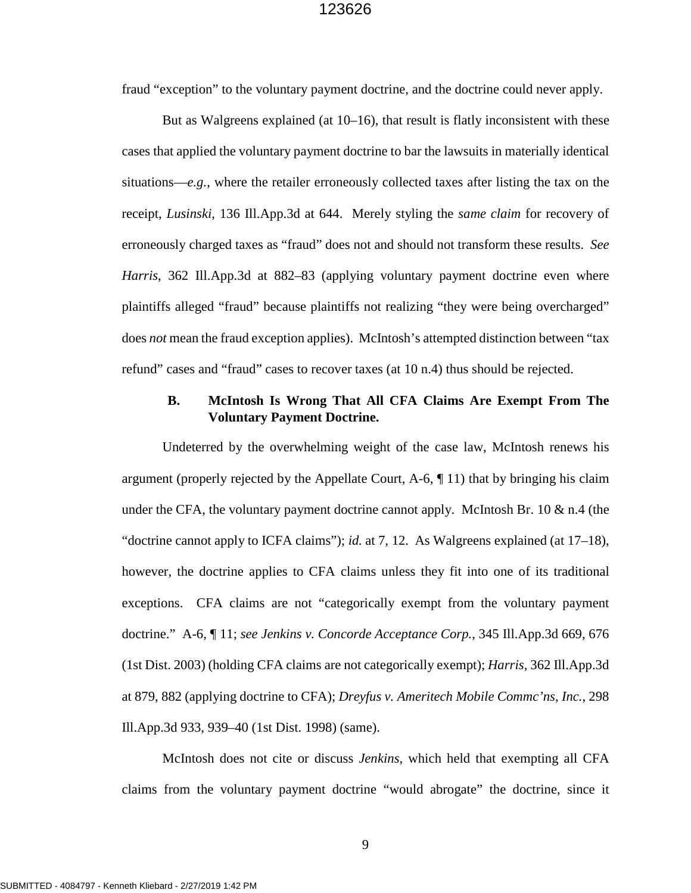fraud "exception" to the voluntary payment doctrine, and the doctrine could never apply.

But as Walgreens explained (at 10–16), that result is flatly inconsistent with these cases that applied the voluntary payment doctrine to bar the lawsuits in materially identical situations—*e.g.*, where the retailer erroneously collected taxes after listing the tax on the receipt, *Lusinski*, 136 Ill.App.3d at 644. Merely styling the *same claim* for recovery of erroneously charged taxes as "fraud" does not and should not transform these results. *See Harris*, 362 Ill.App.3d at 882–83 (applying voluntary payment doctrine even where plaintiffs alleged "fraud" because plaintiffs not realizing "they were being overcharged" does *not* mean the fraud exception applies). McIntosh's attempted distinction between "tax refund" cases and "fraud" cases to recover taxes (at 10 n.4) thus should be rejected.

### B. McIntosh Is Wrong That All CFA Claims Are Exempt From The Voluntary Payment Doctrine.

Undeterred by the overwhelming weight of the case law, McIntosh renews his argument (properly rejected by the Appellate Court, A-6, ¶ 11) that by bringing his claim under the CFA, the voluntary payment doctrine cannot apply. McIntosh Br. 10 & n.4 (the "doctrine cannot apply to ICFA claims"); *id.* at 7, 12. As Walgreens explained (at 17–18), however, the doctrine applies to CFA claims unless they fit into one of its traditional exceptions. CFA claims are not "categorically exempt from the voluntary payment doctrine." A-6, ¶ 11; *see Jenkins v. Concorde Acceptance Corp.*, 345 Ill.App.3d 669, 676 (1st Dist. 2003) (holding CFA claims are not categorically exempt); *Harris*, 362 Ill.App.3d at 879, 882 (applying doctrine to CFA); *Dreyfus v. Ameritech Mobile Commc'ns, Inc.*, 298 Ill.App.3d 933, 939–40 (1st Dist. 1998) (same).

McIntosh does not cite or discuss *Jenkins*, which held that exempting all CFA claims from the voluntary payment doctrine "would abrogate" the doctrine, since it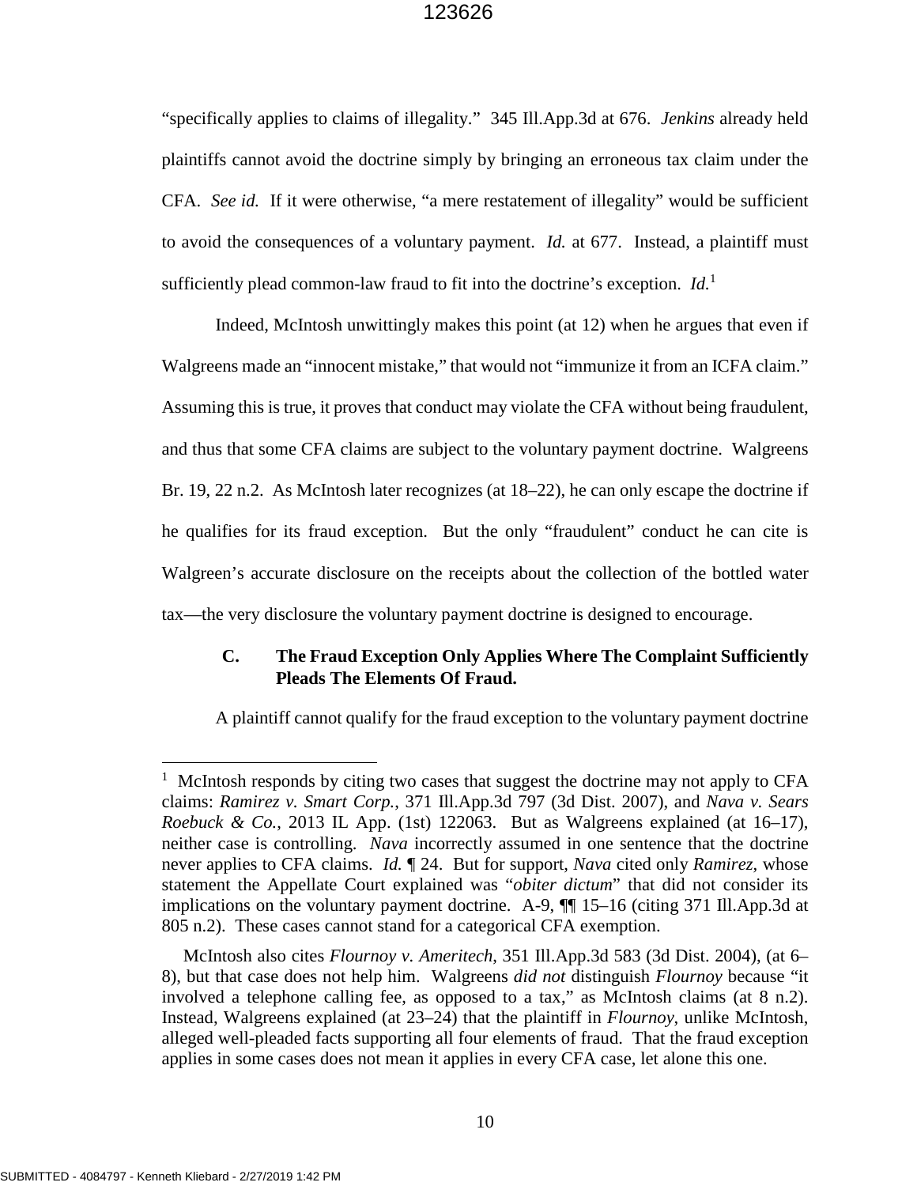"specifically applies to claims of illegality." 345 Ill.App.3d at 676. *Jenkins* already held plaintiffs cannot avoid the doctrine simply by bringing an erroneous tax claim under the CFA. *See id.* If it were otherwise, "a mere restatement of illegality" would be sufficient to avoid the consequences of a voluntary payment. *Id.* at 677. Instead, a plaintiff must sufficiently plead common-law fraud to fit into the doctrine's exception. *Id.*[1]

Indeed, McIntosh unwittingly makes this point (at 12) when he argues that even if Walgreens made an "innocent mistake," that would not "immunize it from an ICFA claim." Assuming this is true, it proves that conduct may violate the CFA without being fraudulent, and thus that some CFA claims are subject to the voluntary payment doctrine. Walgreens Br. 19, 22 n.2. As McIntosh later recognizes (at 18–22), he can only escape the doctrine if he qualifies for its fraud exception. But the only "fraudulent" conduct he can cite is Walgreen's accurate disclosure on the receipts about the collection of the bottled water tax—the very disclosure the voluntary payment doctrine is designed to encourage.

### C. The Fraud Exception Only Applies Where The Complaint Sufficiently Pleads The Elements Of Fraud.

A plaintiff cannot qualify for the fraud exception to the voluntary payment doctrine

---

[1] McIntosh responds by citing two cases that suggest the doctrine may not apply to CFA claims: *Ramirez v. Smart Corp.*, 371 Ill.App.3d 797 (3d Dist. 2007), and *Nava v. Sears Roebuck & Co.*, 2013 IL App. (1st) 122063. But as Walgreens explained (at 16–17), neither case is controlling. *Nava* incorrectly assumed in one sentence that the doctrine never applies to CFA claims. *Id.* ¶ 24. But for support, *Nava* cited only *Ramirez*, whose statement the Appellate Court explained was "*obiter dictum*" that did not consider its implications on the voluntary payment doctrine. A-9, ¶¶ 15–16 (citing 371 Ill.App.3d at 805 n.2). These cases cannot stand for a categorical CFA exemption.

McIntosh also cites *Flournoy v. Ameritech*, 351 Ill.App.3d 583 (3d Dist. 2004), (at 6–8), but that case does not help him. Walgreens *did not* distinguish *Flournoy* because "it involved a telephone calling fee, as opposed to a tax," as McIntosh claims (at 8 n.2). Instead, Walgreens explained (at 23–24) that the plaintiff in *Flournoy*, unlike McIntosh, alleged well-pleaded facts supporting all four elements of fraud. That the fraud exception applies in some cases does not mean it applies in every CFA case, let alone this one.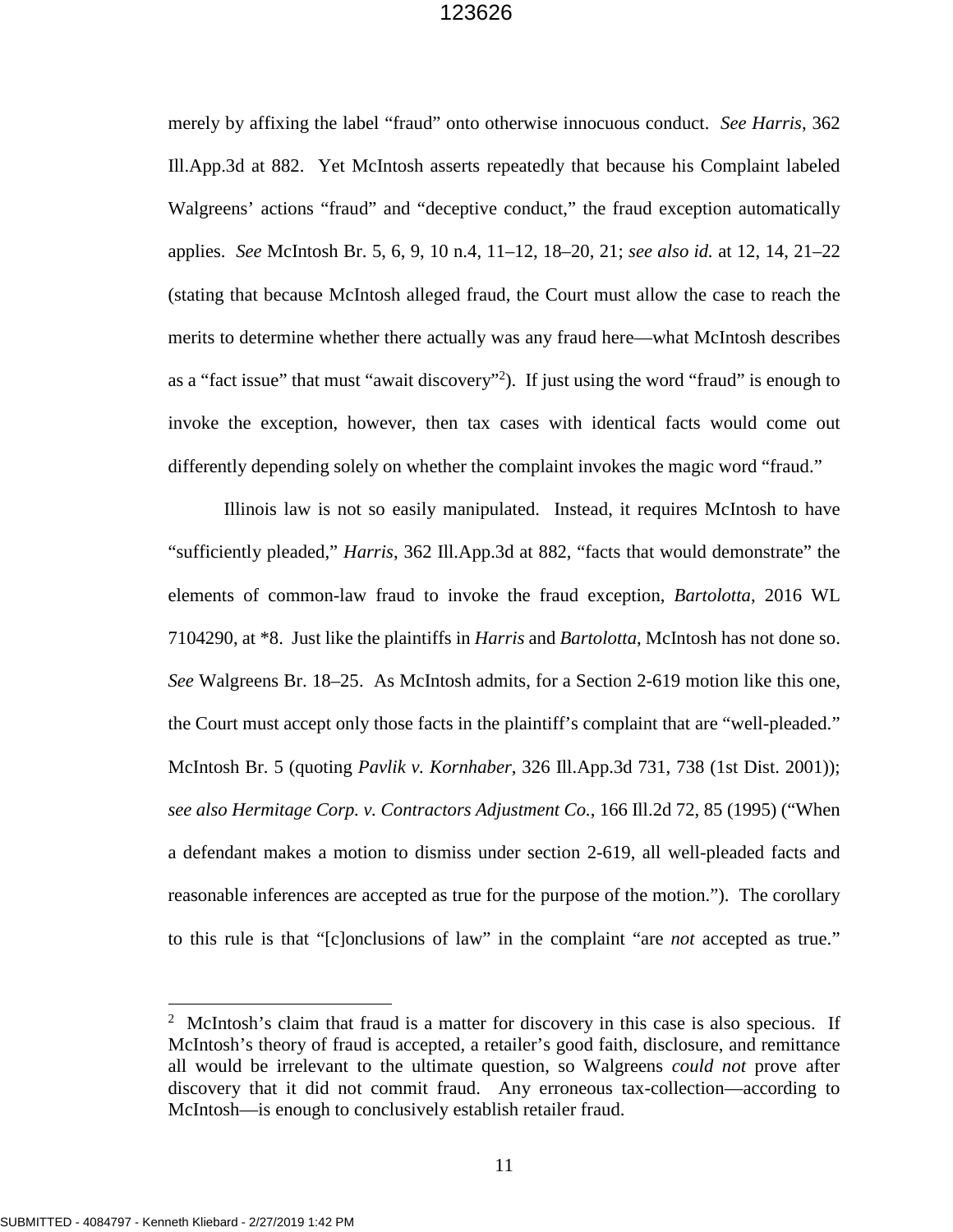merely by affixing the label "fraud" onto otherwise innocuous conduct. *See Harris*, 362 Ill.App.3d at 882. Yet McIntosh asserts repeatedly that because his Complaint labeled Walgreens' actions "fraud" and "deceptive conduct," the fraud exception automatically applies. *See* McIntosh Br. 5, 6, 9, 10 n.4, 11–12, 18–20, 21; *see also id.* at 12, 14, 21–22 (stating that because McIntosh alleged fraud, the Court must allow the case to reach the merits to determine whether there actually was any fraud here—what McIntosh describes as a "fact issue" that must "await discovery"[2]). If just using the word "fraud" is enough to invoke the exception, however, then tax cases with identical facts would come out differently depending solely on whether the complaint invokes the magic word "fraud."

Illinois law is not so easily manipulated. Instead, it requires McIntosh to have "sufficiently pleaded," *Harris*, 362 Ill.App.3d at 882, "facts that would demonstrate" the elements of common-law fraud to invoke the fraud exception, *Bartolotta*, 2016 WL 7104290, at *8. Just like the plaintiffs in *Harris* and *Bartolotta*, McIntosh has not done so. *See* Walgreens Br. 18–25. As McIntosh admits, for a Section 2-619 motion like this one, the Court must accept only those facts in the plaintiff's complaint that are "well-pleaded." McIntosh Br. 5 (quoting *Pavlik v. Kornhaber*, 326 Ill.App.3d 731, 738 (1st Dist. 2001)); *see also Hermitage Corp. v. Contractors Adjustment Co.*, 166 Ill.2d 72, 85 (1995) ("When a defendant makes a motion to dismiss under section 2-619, all well-pleaded facts and reasonable inferences are accepted as true for the purpose of the motion."). The corollary to this rule is that "[c]onclusions of law" in the complaint "are *not* accepted as true."

---

[2] McIntosh's claim that fraud is a matter for discovery in this case is also specious. If McIntosh's theory of fraud is accepted, a retailer's good faith, disclosure, and remittance all would be irrelevant to the ultimate question, so Walgreens *could not* prove after discovery that it did not commit fraud. Any erroneous tax-collection—according to McIntosh—is enough to conclusively establish retailer fraud.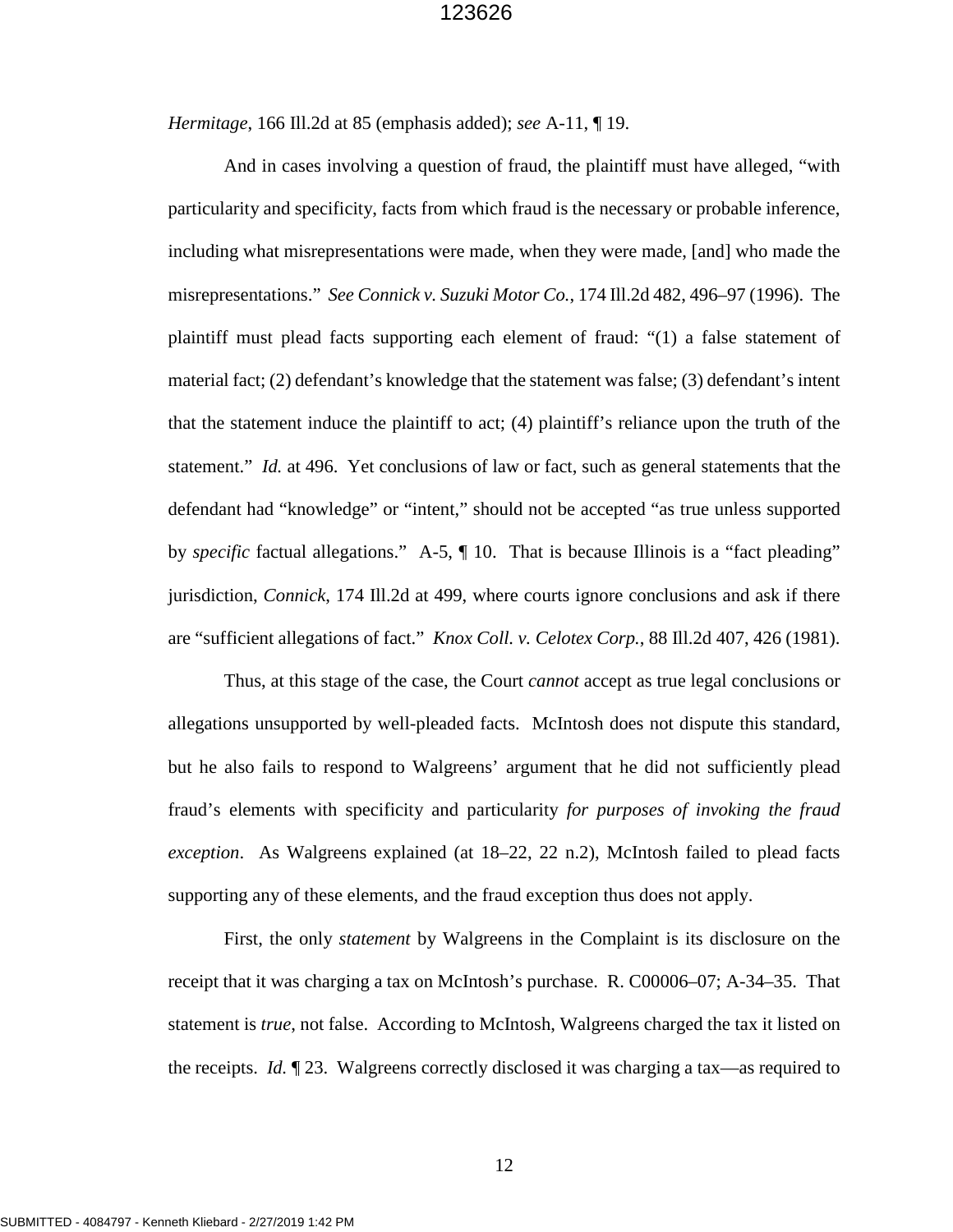*Hermitage*, 166 Ill.2d at 85 (emphasis added); *see* A-11, ¶ 19.

And in cases involving a question of fraud, the plaintiff must have alleged, "with particularity and specificity, facts from which fraud is the necessary or probable inference, including what misrepresentations were made, when they were made, [and] who made the misrepresentations." *See Connick v. Suzuki Motor Co.*, 174 Ill.2d 482, 496–97 (1996). The plaintiff must plead facts supporting each element of fraud: "(1) a false statement of material fact; (2) defendant's knowledge that the statement was false; (3) defendant's intent that the statement induce the plaintiff to act; (4) plaintiff's reliance upon the truth of the statement." *Id.* at 496. Yet conclusions of law or fact, such as general statements that the defendant had "knowledge" or "intent," should not be accepted "as true unless supported by *specific* factual allegations." A-5, ¶ 10. That is because Illinois is a "fact pleading" jurisdiction, *Connick*, 174 Ill.2d at 499, where courts ignore conclusions and ask if there are "sufficient allegations of fact." *Knox Coll. v. Celotex Corp.*, 88 Ill.2d 407, 426 (1981).

Thus, at this stage of the case, the Court *cannot* accept as true legal conclusions or allegations unsupported by well-pleaded facts. McIntosh does not dispute this standard, but he also fails to respond to Walgreens' argument that he did not sufficiently plead fraud's elements with specificity and particularity *for purposes of invoking the fraud exception*. As Walgreens explained (at 18–22, 22 n.2), McIntosh failed to plead facts supporting any of these elements, and the fraud exception thus does not apply.

First, the only *statement* by Walgreens in the Complaint is its disclosure on the receipt that it was charging a tax on McIntosh's purchase. R. C00006–07; A-34–35. That statement is *true*, not false. According to McIntosh, Walgreens charged the tax it listed on the receipts. *Id.* ¶ 23. Walgreens correctly disclosed it was charging a tax—as required to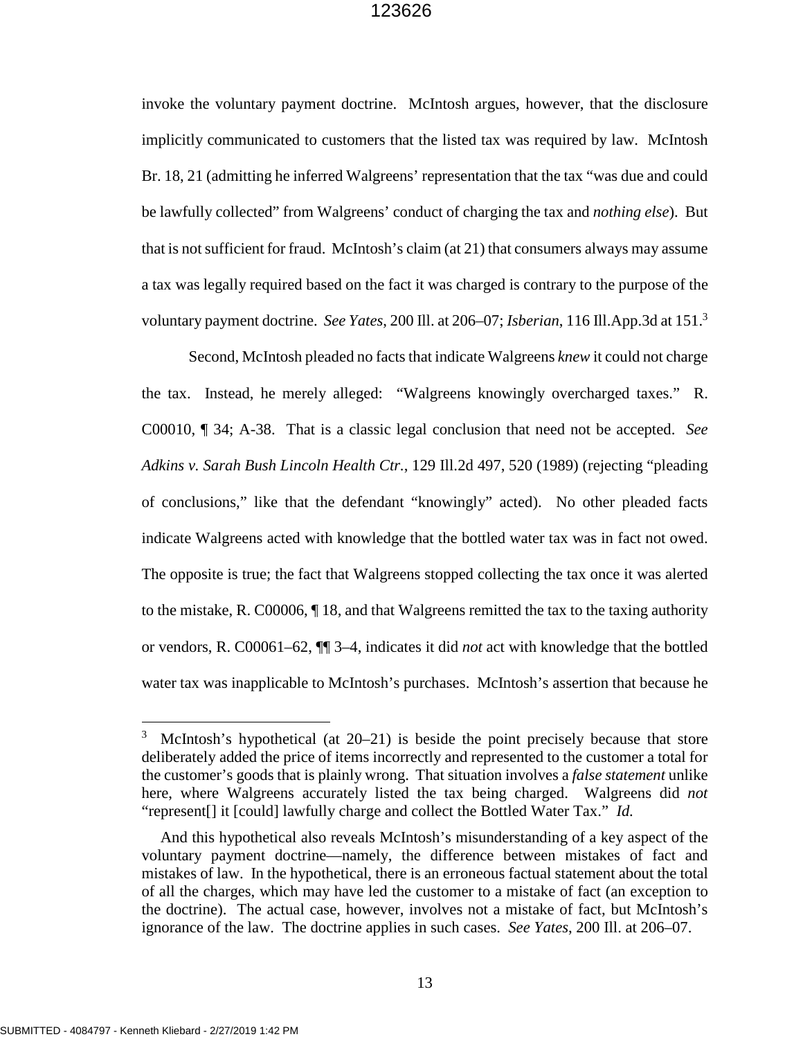invoke the voluntary payment doctrine. McIntosh argues, however, that the disclosure implicitly communicated to customers that the listed tax was required by law. McIntosh Br. 18, 21 (admitting he inferred Walgreens' representation that the tax "was due and could be lawfully collected" from Walgreens' conduct of charging the tax and *nothing else*). But that is not sufficient for fraud. McIntosh's claim (at 21) that consumers always may assume a tax was legally required based on the fact it was charged is contrary to the purpose of the voluntary payment doctrine. *See Yates*, 200 Ill. at 206–07; *Isberian*, 116 Ill.App.3d at 151.[3]

Second, McIntosh pleaded no facts that indicate Walgreens *knew* it could not charge the tax. Instead, he merely alleged: "Walgreens knowingly overcharged taxes." R. C00010, ¶ 34; A-38. That is a classic legal conclusion that need not be accepted. *See Adkins v. Sarah Bush Lincoln Health Ctr.*, 129 Ill.2d 497, 520 (1989) (rejecting "pleading of conclusions," like that the defendant "knowingly" acted). No other pleaded facts indicate Walgreens acted with knowledge that the bottled water tax was in fact not owed. The opposite is true; the fact that Walgreens stopped collecting the tax once it was alerted to the mistake, R. C00006, ¶ 18, and that Walgreens remitted the tax to the taxing authority or vendors, R. C00061–62, ¶¶ 3–4, indicates it did *not* act with knowledge that the bottled water tax was inapplicable to McIntosh's purchases. McIntosh's assertion that because he

---

[3] McIntosh's hypothetical (at 20–21) is beside the point precisely because that store deliberately added the price of items incorrectly and represented to the customer a total for the customer's goods that is plainly wrong. That situation involves a *false statement* unlike here, where Walgreens accurately listed the tax being charged. Walgreens did *not* "represent[] it [could] lawfully charge and collect the Bottled Water Tax." *Id.*

And this hypothetical also reveals McIntosh's misunderstanding of a key aspect of the voluntary payment doctrine—namely, the difference between mistakes of fact and mistakes of law. In the hypothetical, there is an erroneous factual statement about the total of all the charges, which may have led the customer to a mistake of fact (an exception to the doctrine). The actual case, however, involves not a mistake of fact, but McIntosh's ignorance of the law. The doctrine applies in such cases. *See Yates*, 200 Ill. at 206–07.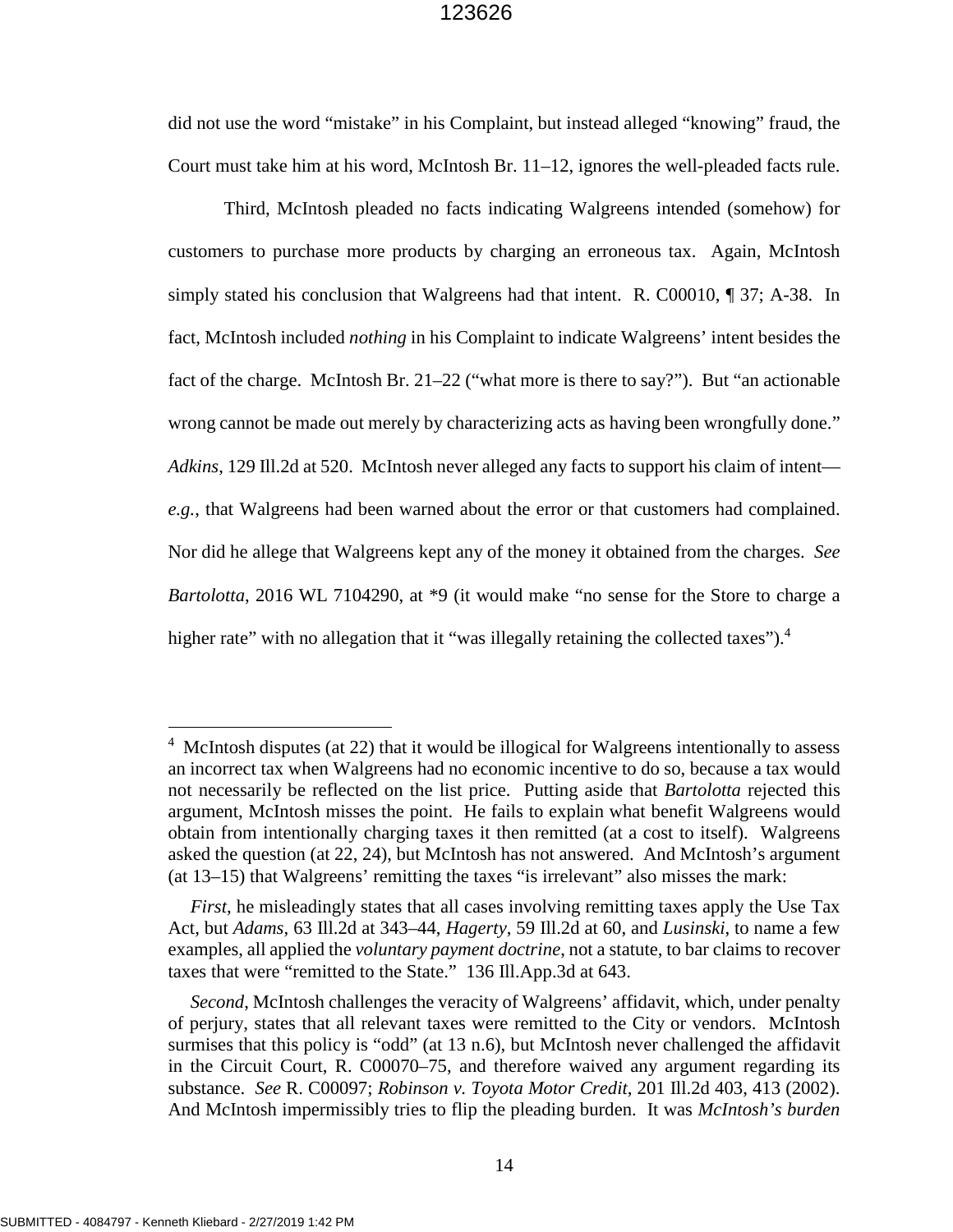did not use the word "mistake" in his Complaint, but instead alleged "knowing" fraud, the Court must take him at his word, McIntosh Br. 11–12, ignores the well-pleaded facts rule.

Third, McIntosh pleaded no facts indicating Walgreens intended (somehow) for customers to purchase more products by charging an erroneous tax. Again, McIntosh simply stated his conclusion that Walgreens had that intent. R. C00010, ¶ 37; A-38. In fact, McIntosh included *nothing* in his Complaint to indicate Walgreens' intent besides the fact of the charge. McIntosh Br. 21–22 ("what more is there to say?"). But "an actionable wrong cannot be made out merely by characterizing acts as having been wrongfully done." *Adkins*, 129 Ill.2d at 520. McIntosh never alleged any facts to support his claim of intent—*e.g.*, that Walgreens had been warned about the error or that customers had complained. Nor did he allege that Walgreens kept any of the money it obtained from the charges. *See Bartolotta*, 2016 WL 7104290, at *9 (it would make "no sense for the Store to charge a higher rate" with no allegation that it "was illegally retaining the collected taxes").[4]

---

[4] McIntosh disputes (at 22) that it would be illogical for Walgreens intentionally to assess an incorrect tax when Walgreens had no economic incentive to do so, because a tax would not necessarily be reflected on the list price. Putting aside that *Bartolotta* rejected this argument, McIntosh misses the point. He fails to explain what benefit Walgreens would obtain from intentionally charging taxes it then remitted (at a cost to itself). Walgreens asked the question (at 22, 24), but McIntosh has not answered. And McIntosh's argument (at 13–15) that Walgreens' remitting the taxes "is irrelevant" also misses the mark:

*First*, he misleadingly states that all cases involving remitting taxes apply the Use Tax Act, but *Adams*, 63 Ill.2d at 343–44, *Hagerty*, 59 Ill.2d at 60, and *Lusinski*, to name a few examples, all applied the *voluntary payment doctrine*, not a statute, to bar claims to recover taxes that were "remitted to the State." 136 Ill.App.3d at 643.

*Second*, McIntosh challenges the veracity of Walgreens' affidavit, which, under penalty of perjury, states that all relevant taxes were remitted to the City or vendors. McIntosh surmises that this policy is "odd" (at 13 n.6), but McIntosh never challenged the affidavit in the Circuit Court, R. C00070–75, and therefore waived any argument regarding its substance. *See* R. C00097; *Robinson v. Toyota Motor Credit*, 201 Ill.2d 403, 413 (2002). And McIntosh impermissibly tries to flip the pleading burden. It was *McIntosh's burden*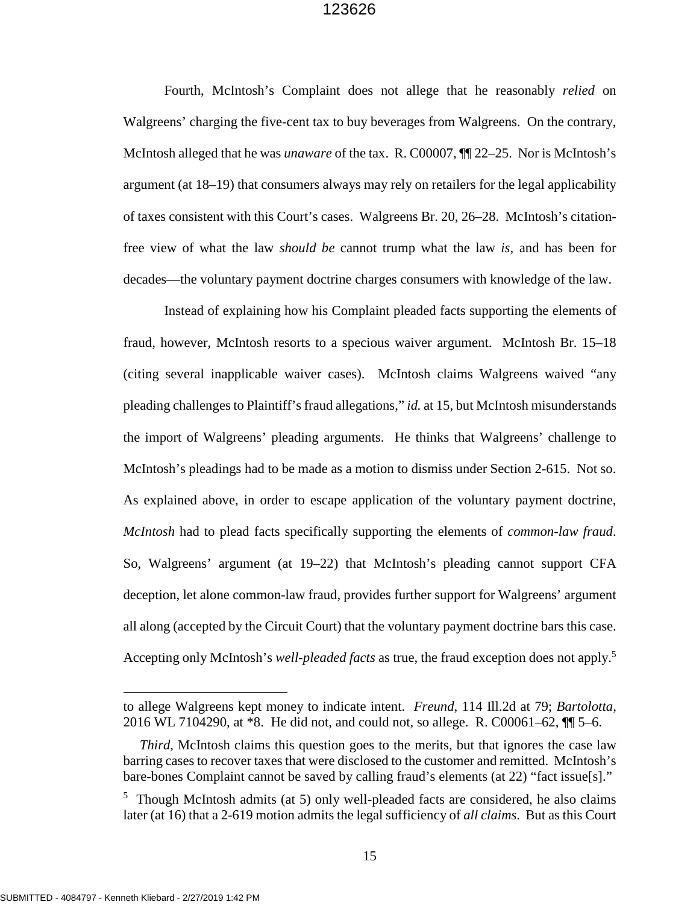Fourth, McIntosh's Complaint does not allege that he reasonably *relied* on Walgreens' charging the five-cent tax to buy beverages from Walgreens. On the contrary, McIntosh alleged that he was *unaware* of the tax. R. C00007, ¶¶ 22–25. Nor is McIntosh's argument (at 18–19) that consumers always may rely on retailers for the legal applicability of taxes consistent with this Court's cases. Walgreens Br. 20, 26–28. McIntosh's citation-free view of what the law *should be* cannot trump what the law *is*, and has been for decades—the voluntary payment doctrine charges consumers with knowledge of the law.

Instead of explaining how his Complaint pleaded facts supporting the elements of fraud, however, McIntosh resorts to a specious waiver argument. McIntosh Br. 15–18 (citing several inapplicable waiver cases). McIntosh claims Walgreens waived "any pleading challenges to Plaintiff's fraud allegations," *id.* at 15, but McIntosh misunderstands the import of Walgreens' pleading arguments. He thinks that Walgreens' challenge to McIntosh's pleadings had to be made as a motion to dismiss under Section 2-615. Not so. As explained above, in order to escape application of the voluntary payment doctrine, *McIntosh* had to plead facts specifically supporting the elements of *common-law fraud*. So, Walgreens' argument (at 19–22) that McIntosh's pleading cannot support CFA deception, let alone common-law fraud, provides further support for Walgreens' argument all along (accepted by the Circuit Court) that the voluntary payment doctrine bars this case. Accepting only McIntosh's *well-pleaded facts* as true, the fraud exception does not apply.[5]

---

to allege Walgreens kept money to indicate intent. *Freund*, 114 Ill.2d at 79; *Bartolotta*, 2016 WL 7104290, at *8. He did not, and could not, so allege. R. C00061–62, ¶¶ 5–6.

*Third*, McIntosh claims this question goes to the merits, but that ignores the case law barring cases to recover taxes that were disclosed to the customer and remitted. McIntosh's bare-bones Complaint cannot be saved by calling fraud's elements (at 22) "fact issue[s]."

[5] Though McIntosh admits (at 5) only well-pleaded facts are considered, he also claims later (at 16) that a 2-619 motion admits the legal sufficiency of *all claims*. But as this Court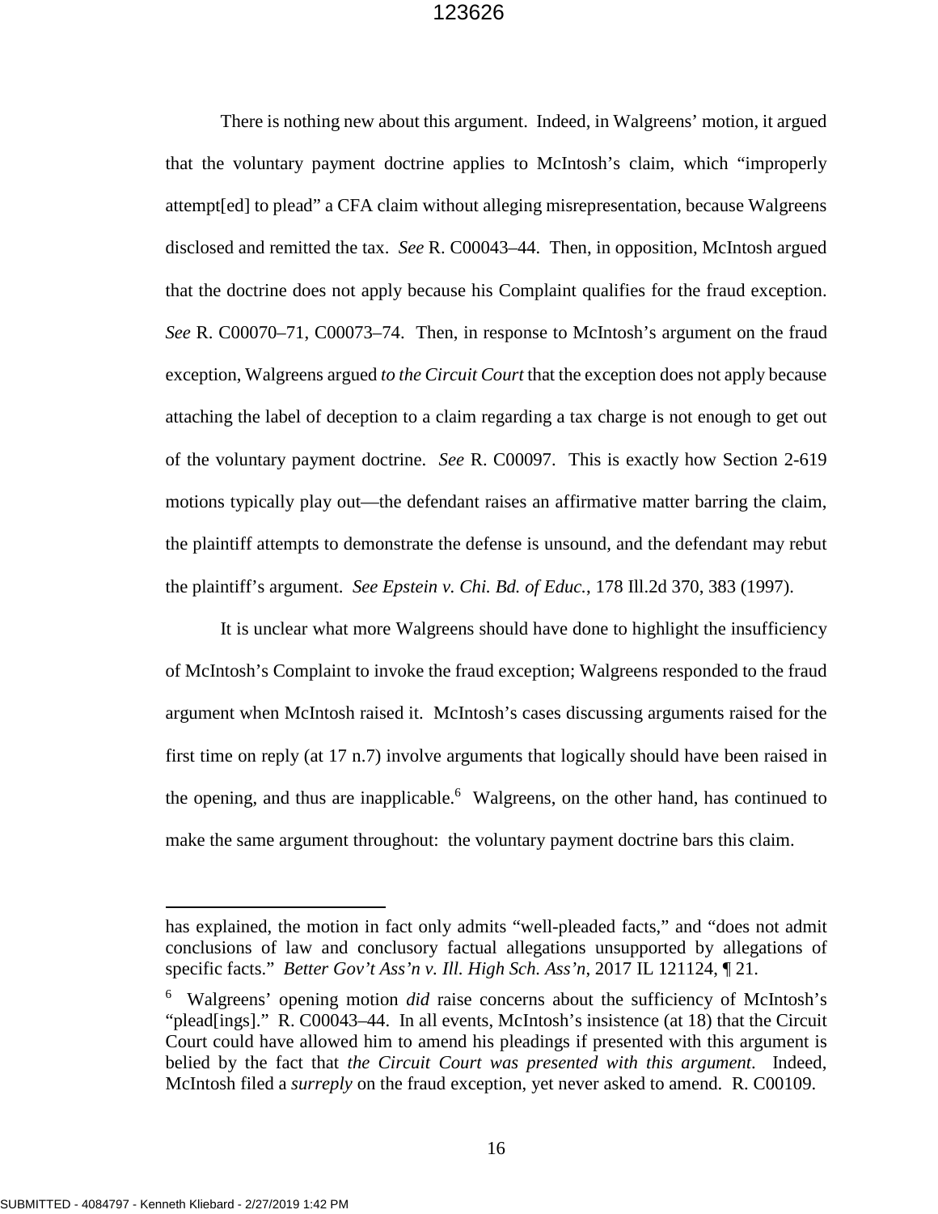There is nothing new about this argument. Indeed, in Walgreens' motion, it argued that the voluntary payment doctrine applies to McIntosh's claim, which "improperly attempt[ed] to plead" a CFA claim without alleging misrepresentation, because Walgreens disclosed and remitted the tax. *See* R. C00043–44. Then, in opposition, McIntosh argued that the doctrine does not apply because his Complaint qualifies for the fraud exception. *See* R. C00070–71, C00073–74. Then, in response to McIntosh's argument on the fraud exception, Walgreens argued *to the Circuit Court* that the exception does not apply because attaching the label of deception to a claim regarding a tax charge is not enough to get out of the voluntary payment doctrine. *See* R. C00097. This is exactly how Section 2-619 motions typically play out—the defendant raises an affirmative matter barring the claim, the plaintiff attempts to demonstrate the defense is unsound, and the defendant may rebut the plaintiff's argument. *See Epstein v. Chi. Bd. of Educ.*, 178 Ill.2d 370, 383 (1997).

It is unclear what more Walgreens should have done to highlight the insufficiency of McIntosh's Complaint to invoke the fraud exception; Walgreens responded to the fraud argument when McIntosh raised it. McIntosh's cases discussing arguments raised for the first time on reply (at 17 n.7) involve arguments that logically should have been raised in the opening, and thus are inapplicable.[6] Walgreens, on the other hand, has continued to make the same argument throughout: the voluntary payment doctrine bars this claim.

---

has explained, the motion in fact only admits "well-pleaded facts," and "does not admit conclusions of law and conclusory factual allegations unsupported by allegations of specific facts." *Better Gov't Ass'n v. Ill. High Sch. Ass'n*, 2017 IL 121124, ¶ 21.

[6] Walgreens' opening motion *did* raise concerns about the sufficiency of McIntosh's "plead[ings]." R. C00043–44. In all events, McIntosh's insistence (at 18) that the Circuit Court could have allowed him to amend his pleadings if presented with this argument is belied by the fact that *the Circuit Court was presented with this argument*. Indeed, McIntosh filed a *surreply* on the fraud exception, yet never asked to amend. R. C00109.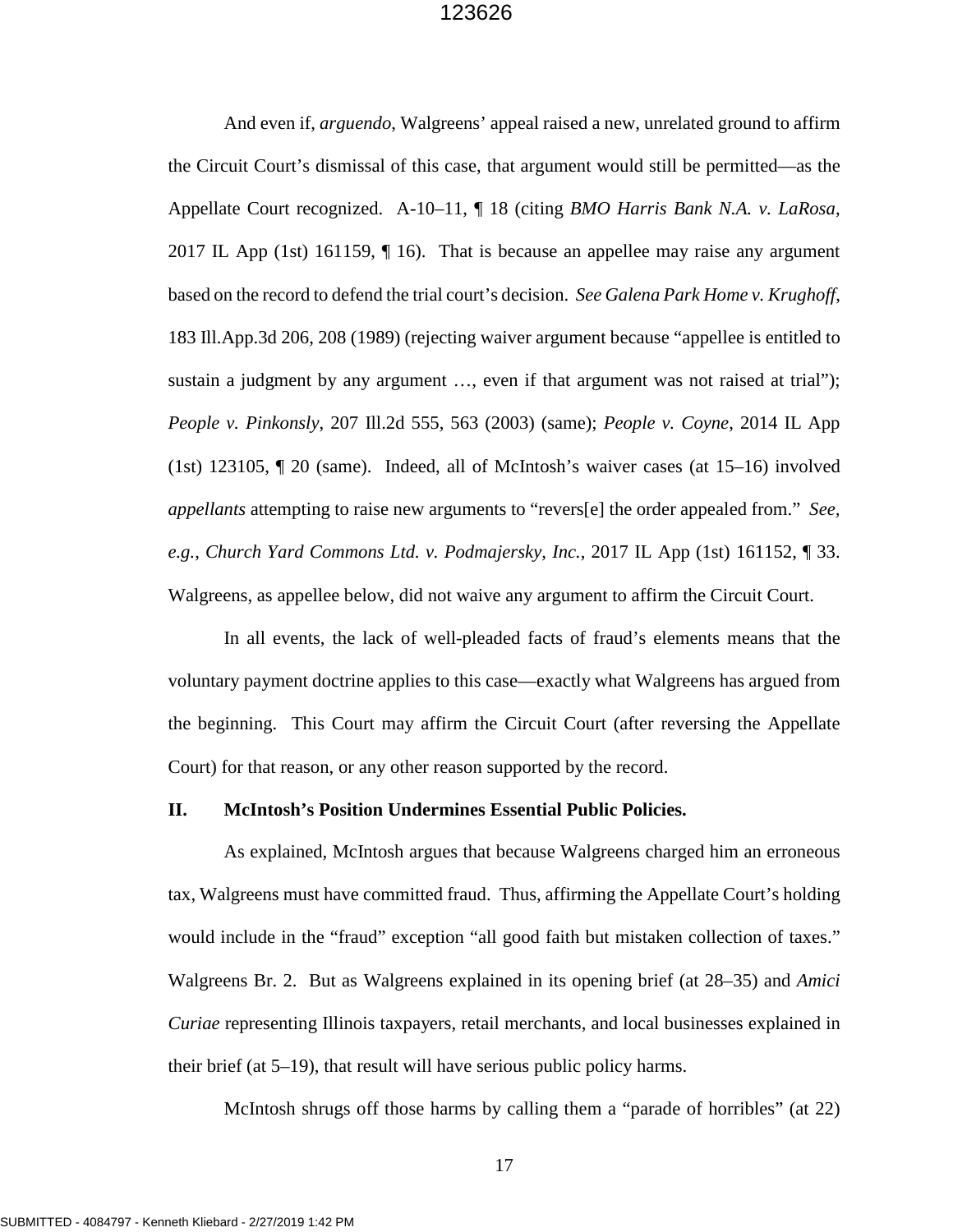And even if, *arguendo*, Walgreens' appeal raised a new, unrelated ground to affirm the Circuit Court's dismissal of this case, that argument would still be permitted—as the Appellate Court recognized. A-10–11, ¶ 18 (citing *BMO Harris Bank N.A. v. LaRosa*, 2017 IL App (1st) 161159, ¶ 16). That is because an appellee may raise any argument based on the record to defend the trial court's decision. *See Galena Park Home v. Krughoff*, 183 Ill.App.3d 206, 208 (1989) (rejecting waiver argument because "appellee is entitled to sustain a judgment by any argument …, even if that argument was not raised at trial"); *People v. Pinkonsly*, 207 Ill.2d 555, 563 (2003) (same); *People v. Coyne*, 2014 IL App (1st) 123105, ¶ 20 (same). Indeed, all of McIntosh's waiver cases (at 15–16) involved *appellants* attempting to raise new arguments to "revers[e] the order appealed from." *See, e.g.*, *Church Yard Commons Ltd. v. Podmajersky, Inc.*, 2017 IL App (1st) 161152, ¶ 33. Walgreens, as appellee below, did not waive any argument to affirm the Circuit Court.

In all events, the lack of well-pleaded facts of fraud's elements means that the voluntary payment doctrine applies to this case—exactly what Walgreens has argued from the beginning. This Court may affirm the Circuit Court (after reversing the Appellate Court) for that reason, or any other reason supported by the record.

## II. McIntosh's Position Undermines Essential Public Policies.

As explained, McIntosh argues that because Walgreens charged him an erroneous tax, Walgreens must have committed fraud. Thus, affirming the Appellate Court's holding would include in the "fraud" exception "all good faith but mistaken collection of taxes." Walgreens Br. 2. But as Walgreens explained in its opening brief (at 28–35) and *Amici Curiae* representing Illinois taxpayers, retail merchants, and local businesses explained in their brief (at 5–19), that result will have serious public policy harms.

McIntosh shrugs off those harms by calling them a "parade of horribles" (at 22)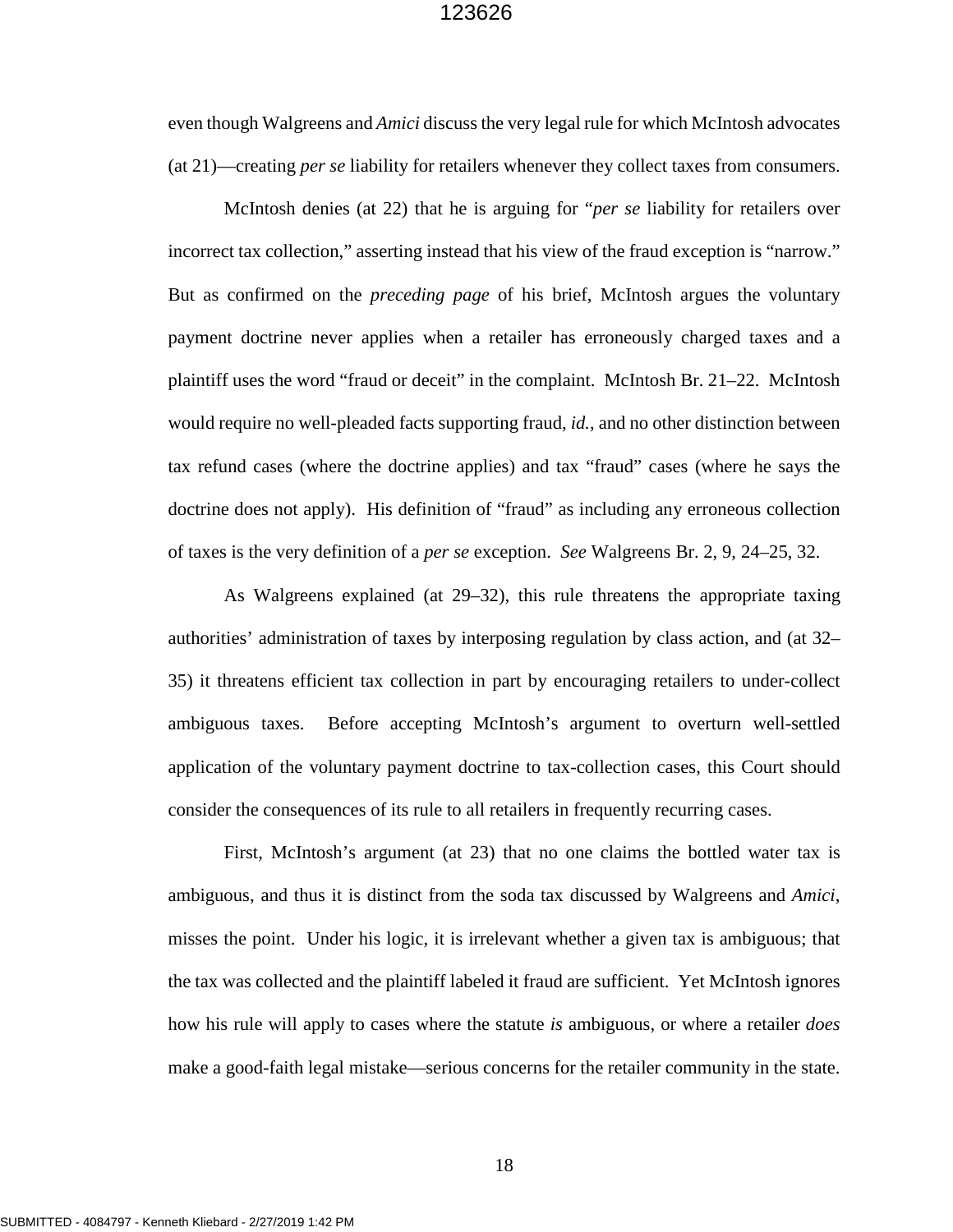even though Walgreens and *Amici* discuss the very legal rule for which McIntosh advocates (at 21)—creating *per se* liability for retailers whenever they collect taxes from consumers.

McIntosh denies (at 22) that he is arguing for "*per se* liability for retailers over incorrect tax collection," asserting instead that his view of the fraud exception is "narrow." But as confirmed on the *preceding page* of his brief, McIntosh argues the voluntary payment doctrine never applies when a retailer has erroneously charged taxes and a plaintiff uses the word "fraud or deceit" in the complaint. McIntosh Br. 21–22. McIntosh would require no well-pleaded facts supporting fraud, *id.*, and no other distinction between tax refund cases (where the doctrine applies) and tax "fraud" cases (where he says the doctrine does not apply). His definition of "fraud" as including any erroneous collection of taxes is the very definition of a *per se* exception. *See* Walgreens Br. 2, 9, 24–25, 32.

As Walgreens explained (at 29–32), this rule threatens the appropriate taxing authorities' administration of taxes by interposing regulation by class action, and (at 32–35) it threatens efficient tax collection in part by encouraging retailers to under-collect ambiguous taxes. Before accepting McIntosh's argument to overturn well-settled application of the voluntary payment doctrine to tax-collection cases, this Court should consider the consequences of its rule to all retailers in frequently recurring cases.

First, McIntosh's argument (at 23) that no one claims the bottled water tax is ambiguous, and thus it is distinct from the soda tax discussed by Walgreens and *Amici*, misses the point. Under his logic, it is irrelevant whether a given tax is ambiguous; that the tax was collected and the plaintiff labeled it fraud are sufficient. Yet McIntosh ignores how his rule will apply to cases where the statute *is* ambiguous, or where a retailer *does* make a good-faith legal mistake—serious concerns for the retailer community in the state.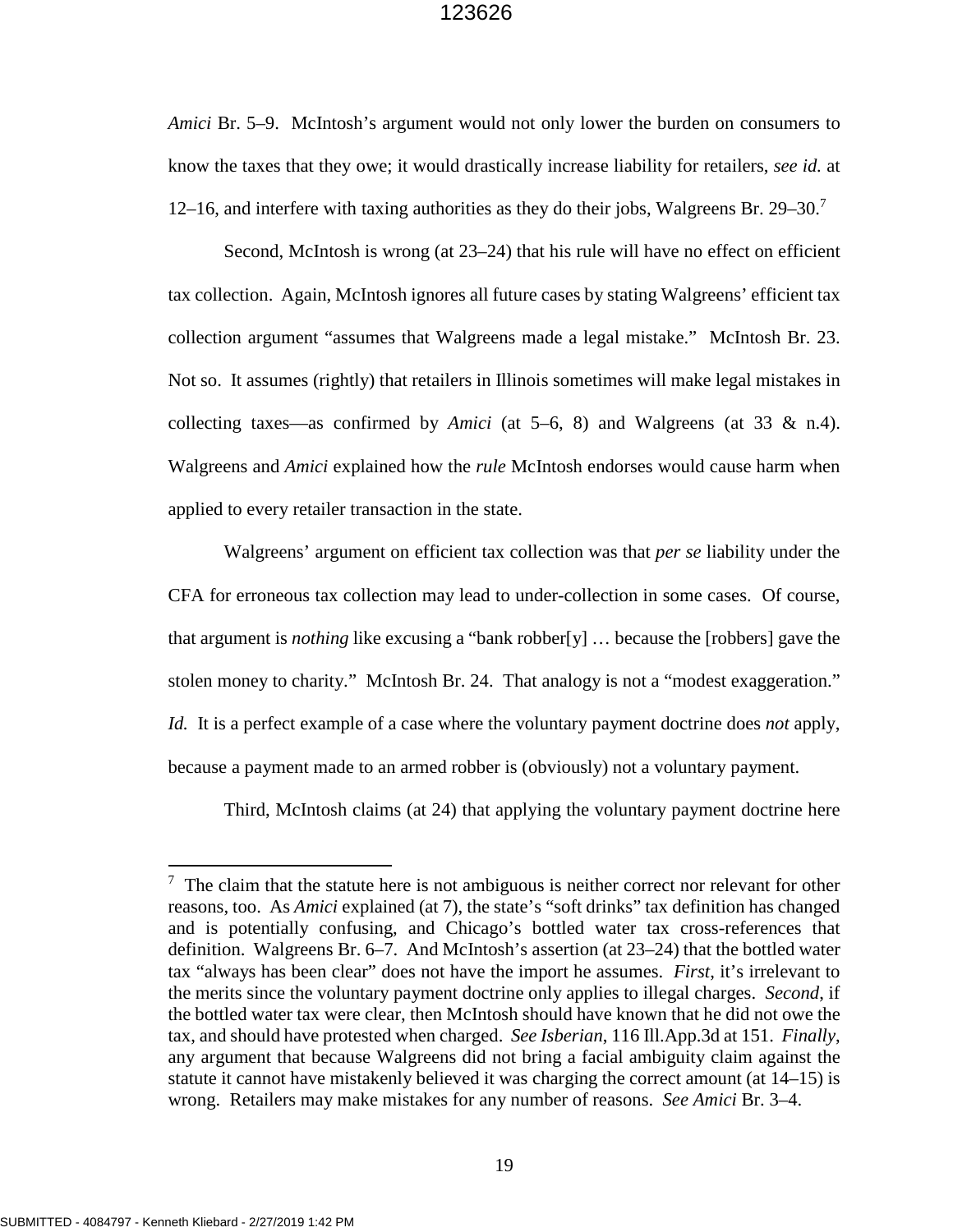*Amici* Br. 5–9. McIntosh's argument would not only lower the burden on consumers to know the taxes that they owe; it would drastically increase liability for retailers, *see id.* at 12–16, and interfere with taxing authorities as they do their jobs, Walgreens Br. 29–30.[7]

Second, McIntosh is wrong (at 23–24) that his rule will have no effect on efficient tax collection. Again, McIntosh ignores all future cases by stating Walgreens' efficient tax collection argument "assumes that Walgreens made a legal mistake." McIntosh Br. 23. Not so. It assumes (rightly) that retailers in Illinois sometimes will make legal mistakes in collecting taxes—as confirmed by *Amici* (at 5–6, 8) and Walgreens (at 33 & n.4). Walgreens and *Amici* explained how the *rule* McIntosh endorses would cause harm when applied to every retailer transaction in the state.

Walgreens' argument on efficient tax collection was that *per se* liability under the CFA for erroneous tax collection may lead to under-collection in some cases. Of course, that argument is *nothing* like excusing a "bank robber[y] … because the [robbers] gave the stolen money to charity." McIntosh Br. 24. That analogy is not a "modest exaggeration." *Id.* It is a perfect example of a case where the voluntary payment doctrine does *not* apply, because a payment made to an armed robber is (obviously) not a voluntary payment.

Third, McIntosh claims (at 24) that applying the voluntary payment doctrine here

---

[7] The claim that the statute here is not ambiguous is neither correct nor relevant for other reasons, too. As *Amici* explained (at 7), the state's "soft drinks" tax definition has changed and is potentially confusing, and Chicago's bottled water tax cross-references that definition. Walgreens Br. 6–7. And McIntosh's assertion (at 23–24) that the bottled water tax "always has been clear" does not have the import he assumes. *First*, it's irrelevant to the merits since the voluntary payment doctrine only applies to illegal charges. *Second*, if the bottled water tax were clear, then McIntosh should have known that he did not owe the tax, and should have protested when charged. *See Isberian*, 116 Ill.App.3d at 151. *Finally*, any argument that because Walgreens did not bring a facial ambiguity claim against the statute it cannot have mistakenly believed it was charging the correct amount (at 14–15) is wrong. Retailers may make mistakes for any number of reasons. *See Amici* Br. 3–4.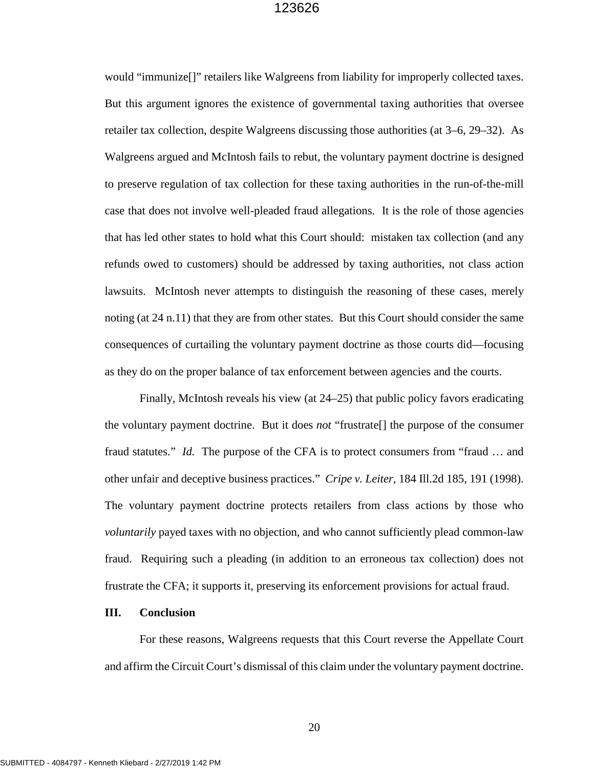would "immunize[]" retailers like Walgreens from liability for improperly collected taxes. But this argument ignores the existence of governmental taxing authorities that oversee retailer tax collection, despite Walgreens discussing those authorities (at 3–6, 29–32). As Walgreens argued and McIntosh fails to rebut, the voluntary payment doctrine is designed to preserve regulation of tax collection for these taxing authorities in the run-of-the-mill case that does not involve well-pleaded fraud allegations. It is the role of those agencies that has led other states to hold what this Court should: mistaken tax collection (and any refunds owed to customers) should be addressed by taxing authorities, not class action lawsuits. McIntosh never attempts to distinguish the reasoning of these cases, merely noting (at 24 n.11) that they are from other states. But this Court should consider the same consequences of curtailing the voluntary payment doctrine as those courts did—focusing as they do on the proper balance of tax enforcement between agencies and the courts.

Finally, McIntosh reveals his view (at 24–25) that public policy favors eradicating the voluntary payment doctrine. But it does *not* "frustrate[] the purpose of the consumer fraud statutes." *Id.* The purpose of the CFA is to protect consumers from "fraud … and other unfair and deceptive business practices." *Cripe v. Leiter*, 184 Ill.2d 185, 191 (1998). The voluntary payment doctrine protects retailers from class actions by those who *voluntarily* payed taxes with no objection, and who cannot sufficiently plead common-law fraud. Requiring such a pleading (in addition to an erroneous tax collection) does not frustrate the CFA; it supports it, preserving its enforcement provisions for actual fraud.

## III. Conclusion

For these reasons, Walgreens requests that this Court reverse the Appellate Court and affirm the Circuit Court's dismissal of this claim under the voluntary payment doctrine.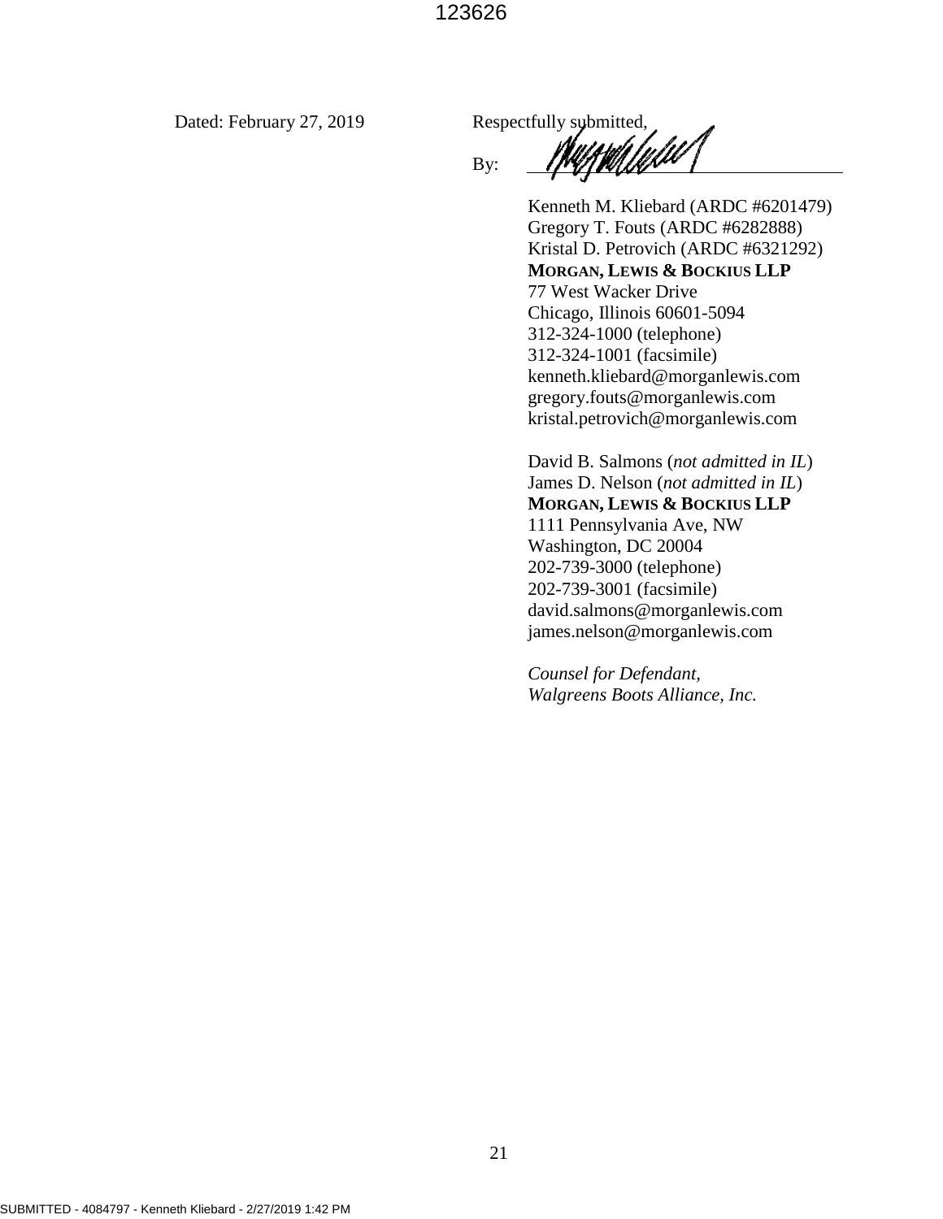Dated: February 27, 2019

Respectfully submitted,

By: ______________________________

Kenneth M. Kliebard (ARDC #6201479)
Gregory T. Fouts (ARDC #6282888)
Kristal D. Petrovich (ARDC #6321292)
**MORGAN, LEWIS & BOCKIUS LLP**
77 West Wacker Drive
Chicago, Illinois 60601-5094
312-324-1000 (telephone)
312-324-1001 (facsimile)
kenneth.kliebard@morganlewis.com
gregory.fouts@morganlewis.com
kristal.petrovich@morganlewis.com

David B. Salmons (*not admitted in IL*)
James D. Nelson (*not admitted in IL*)
**MORGAN, LEWIS & BOCKIUS LLP**
1111 Pennsylvania Ave, NW
Washington, DC 20004
202-739-3000 (telephone)
202-739-3001 (facsimile)
david.salmons@morganlewis.com
james.nelson@morganlewis.com

*Counsel for Defendant,*
*Walgreens Boots Alliance, Inc.*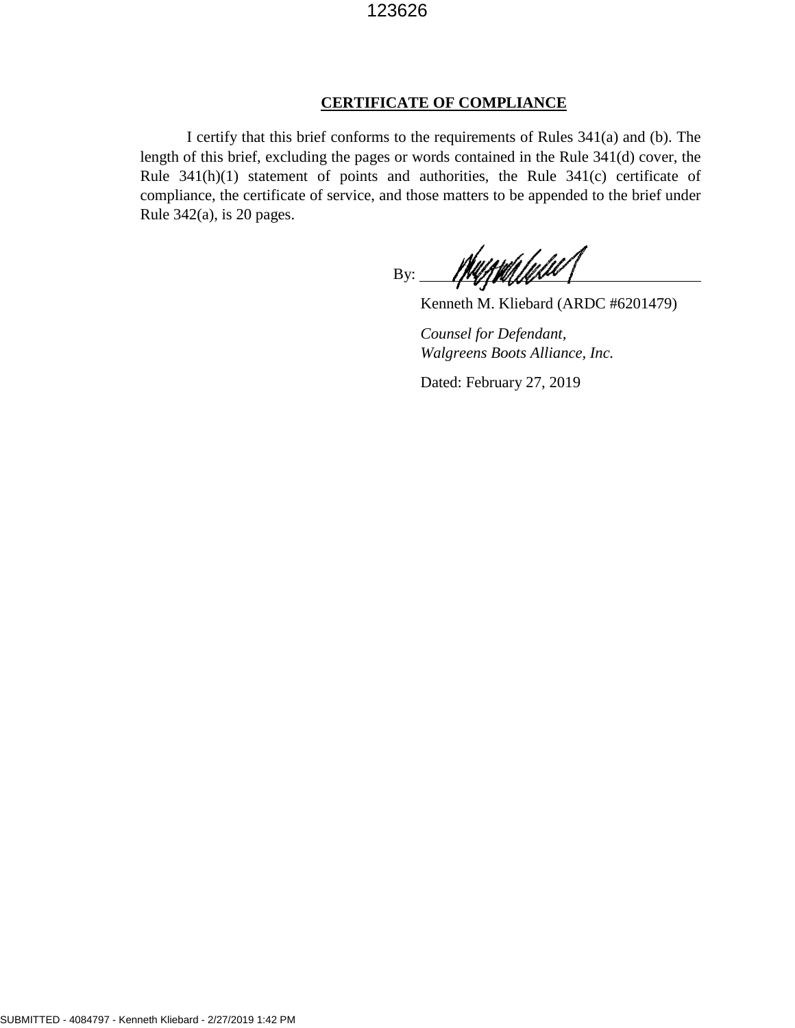## CERTIFICATE OF COMPLIANCE

I certify that this brief conforms to the requirements of Rules 341(a) and (b). The length of this brief, excluding the pages or words contained in the Rule 341(d) cover, the Rule 341(h)(1) statement of points and authorities, the Rule 341(c) certificate of compliance, the certificate of service, and those matters to be appended to the brief under Rule 342(a), is 20 pages.

By: ______________________________

Kenneth M. Kliebard (ARDC #6201479)

*Counsel for Defendant,*
*Walgreens Boots Alliance, Inc.*

Dated: February 27, 2019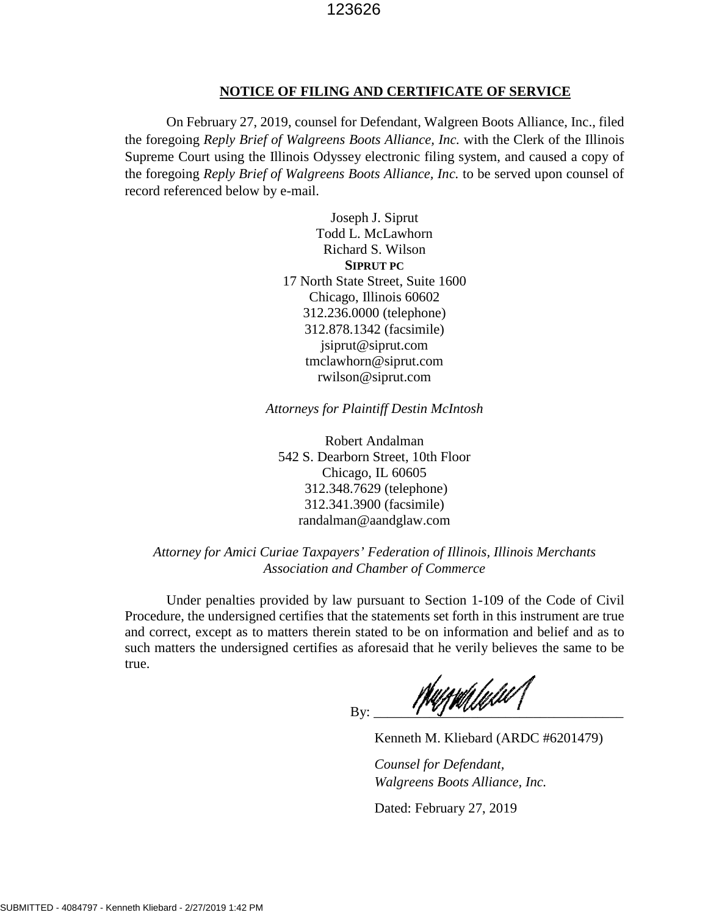**NOTICE OF FILING AND CERTIFICATE OF SERVICE**

On February 27, 2019, counsel for Defendant, Walgreen Boots Alliance, Inc., filed the foregoing *Reply Brief of Walgreens Boots Alliance, Inc.* with the Clerk of the Illinois Supreme Court using the Illinois Odyssey electronic filing system, and caused a copy of the foregoing *Reply Brief of Walgreens Boots Alliance, Inc.* to be served upon counsel of record referenced below by e-mail.

Joseph J. Siprut
Todd L. McLawhorn
Richard S. Wilson
**SIPRUT PC**
17 North State Street, Suite 1600
Chicago, Illinois 60602
312.236.0000 (telephone)
312.878.1342 (facsimile)
jsiprut@siprut.com
tmclawhorn@siprut.com
rwilson@siprut.com

*Attorneys for Plaintiff Destin McIntosh*

Robert Andalman
542 S. Dearborn Street, 10th Floor
Chicago, IL 60605
312.348.7629 (telephone)
312.341.3900 (facsimile)
randalman@aandglaw.com

*Attorney for Amici Curiae Taxpayers' Federation of Illinois, Illinois Merchants Association and Chamber of Commerce*

Under penalties provided by law pursuant to Section 1-109 of the Code of Civil Procedure, the undersigned certifies that the statements set forth in this instrument are true and correct, except as to matters therein stated to be on information and belief and as to such matters the undersigned certifies as aforesaid that he verily believes the same to be true.

By: ___________________________________

Kenneth M. Kliebard (ARDC #6201479)

*Counsel for Defendant,*
*Walgreens Boots Alliance, Inc.*

Dated: February 27, 2019